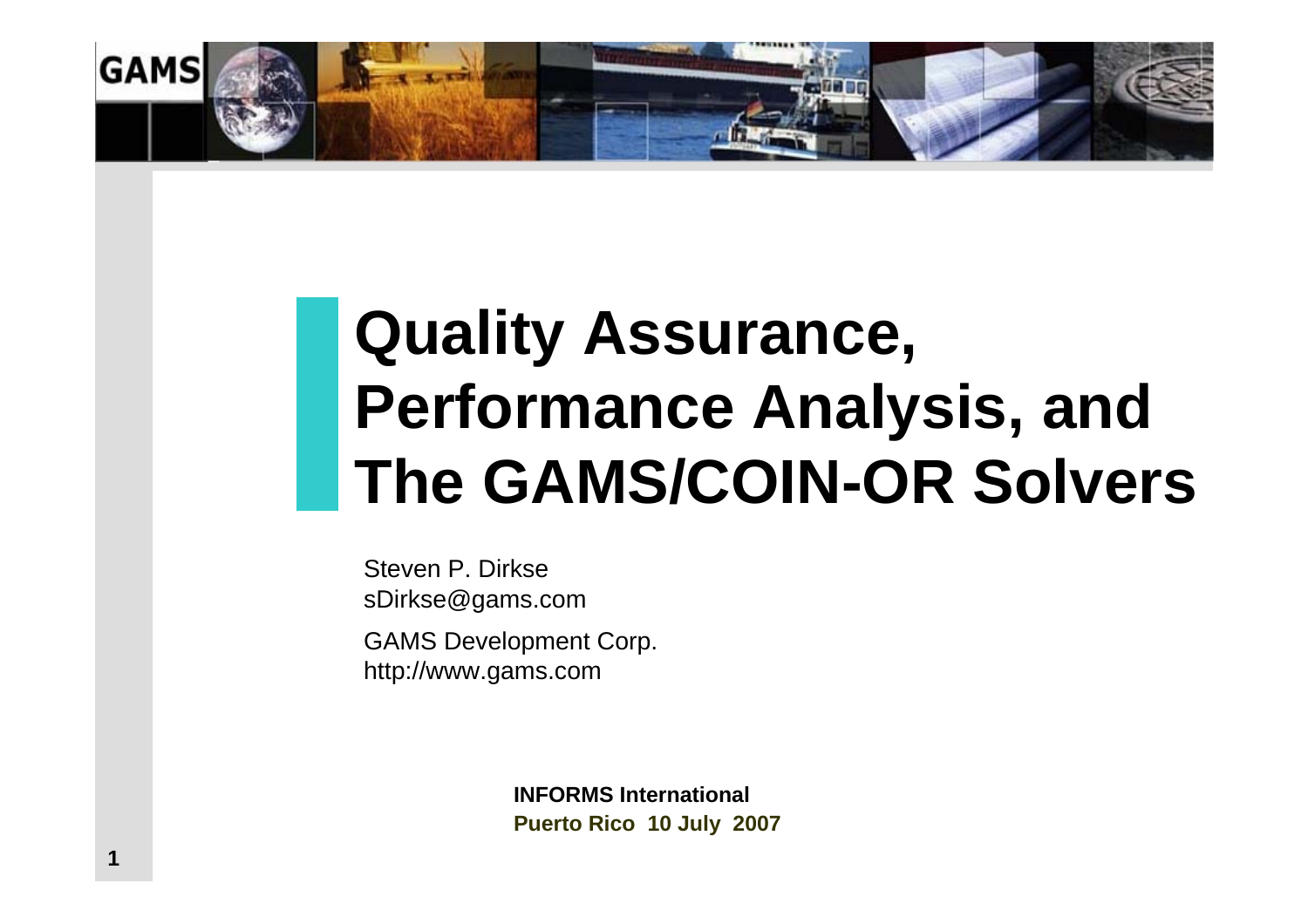# Quality Assurance, Performance Analysis, and The GAMS/COIN-OR Solvers

Steven P. Dirkse
sDirkse@gams.com

GAMS Development Corp.
http://www.gams.com

**INFORMS International**
**Puerto Rico 10 July 2007**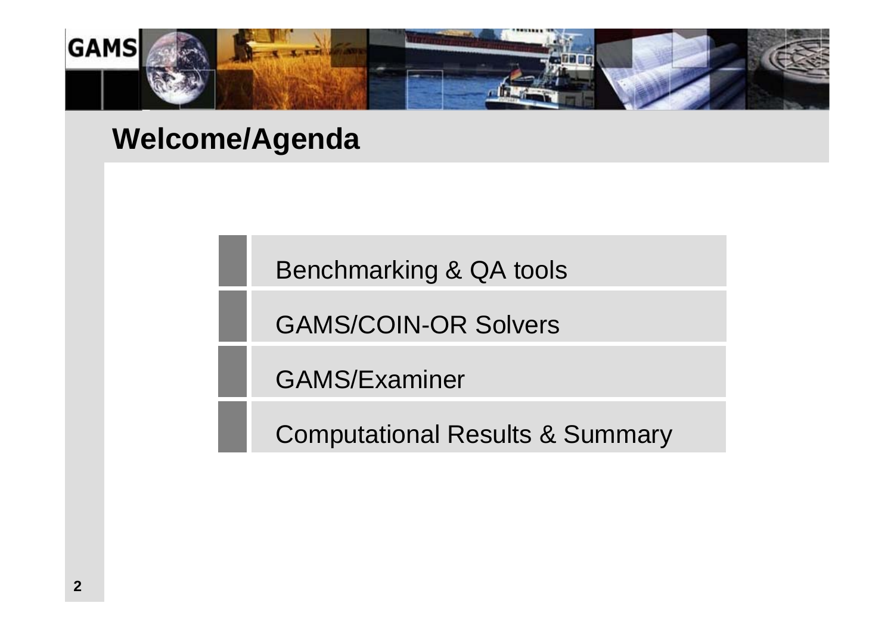# Welcome/Agenda

- Benchmarking & QA tools
- GAMS/COIN-OR Solvers
- GAMS/Examiner
- Computational Results & Summary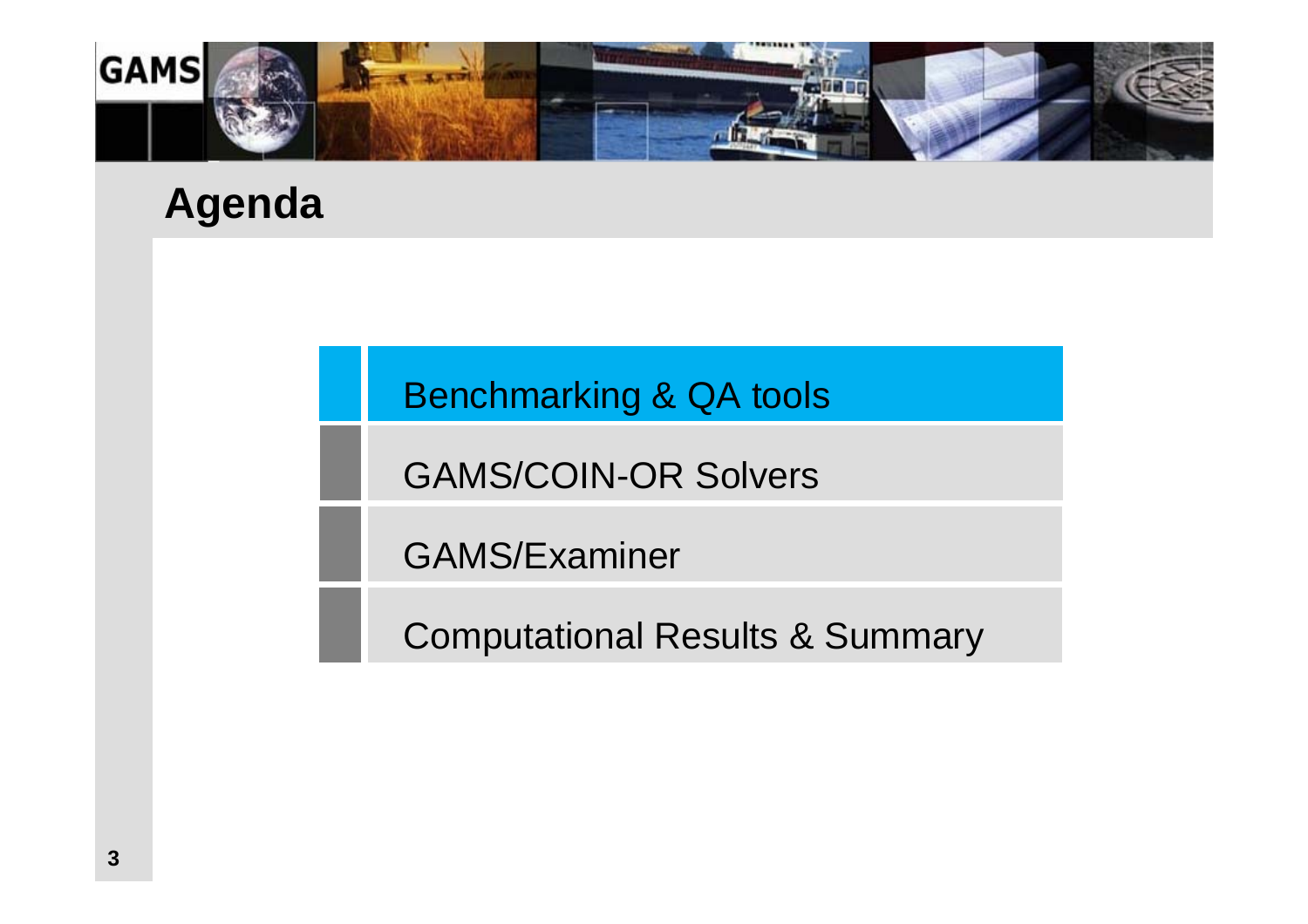# Agenda

- Benchmarking & QA tools
- GAMS/COIN-OR Solvers
- GAMS/Examiner
- Computational Results & Summary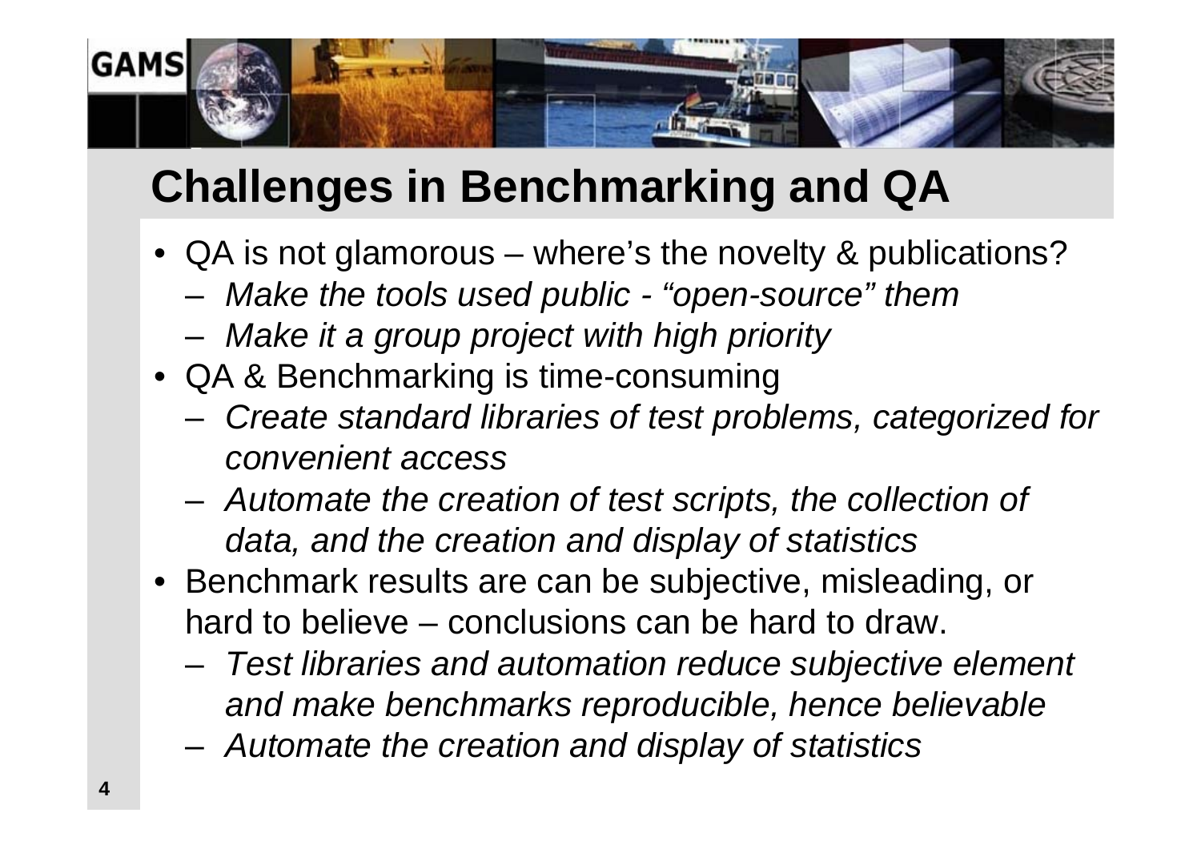# Challenges in Benchmarking and QA

- QA is not glamorous – where's the novelty & publications?
  - *Make the tools used public - "open-source" them*
  - *Make it a group project with high priority*
- QA & Benchmarking is time-consuming
  - *Create standard libraries of test problems, categorized for convenient access*
  - *Automate the creation of test scripts, the collection of data, and the creation and display of statistics*
- Benchmark results are can be subjective, misleading, or hard to believe – conclusions can be hard to draw.
  - *Test libraries and automation reduce subjective element and make benchmarks reproducible, hence believable*
  - *Automate the creation and display of statistics*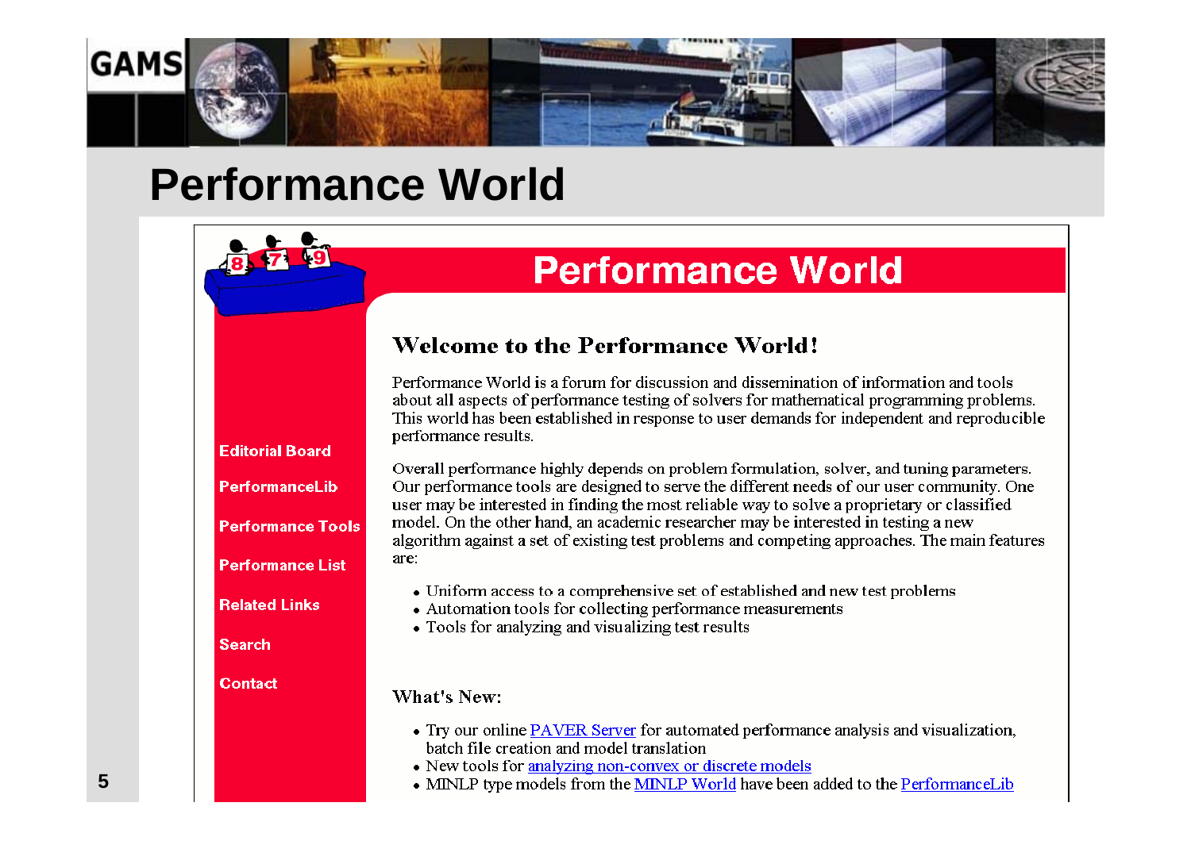# Performance World

## Performance World

- Editorial Board
- PerformanceLib
- Performance Tools
- Performance List
- Related Links
- Search
- Contact

### Welcome to the Performance World!

Performance World is a forum for discussion and dissemination of information and tools about all aspects of performance testing of solvers for mathematical programming problems. This world has been established in response to user demands for independent and reproducible performance results.

Overall performance highly depends on problem formulation, solver, and tuning parameters. Our performance tools are designed to serve the different needs of our user community. One user may be interested in finding the most reliable way to solve a proprietary or classified model. On the other hand, an academic researcher may be interested in testing a new algorithm against a set of existing test problems and competing approaches. The main features are:

- Uniform access to a comprehensive set of established and new test problems
- Automation tools for collecting performance measurements
- Tools for analyzing and visualizing test results

### What's New:

- Try our online PAVER Server for automated performance analysis and visualization, batch file creation and model translation
- New tools for analyzing non-convex or discrete models
- MINLP type models from the MINLP World have been added to the PerformanceLib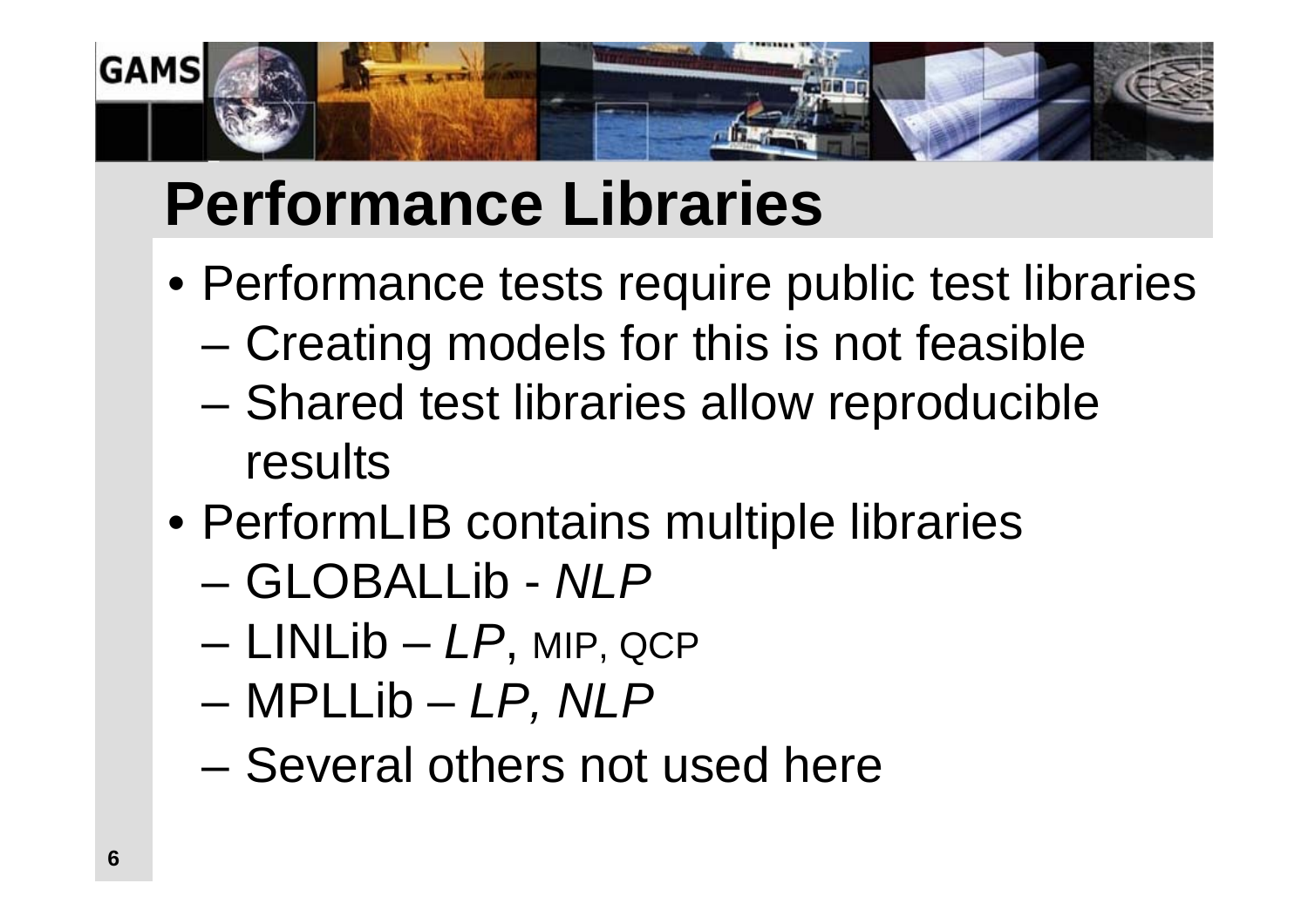# Performance Libraries

- Performance tests require public test libraries
  - Creating models for this is not feasible
  - Shared test libraries allow reproducible results
- PerformLIB contains multiple libraries
  - GLOBALLib - *NLP*
  - LINLib – *LP*, MIP, QCP
  - MPLLib – *LP, NLP*
  - Several others not used here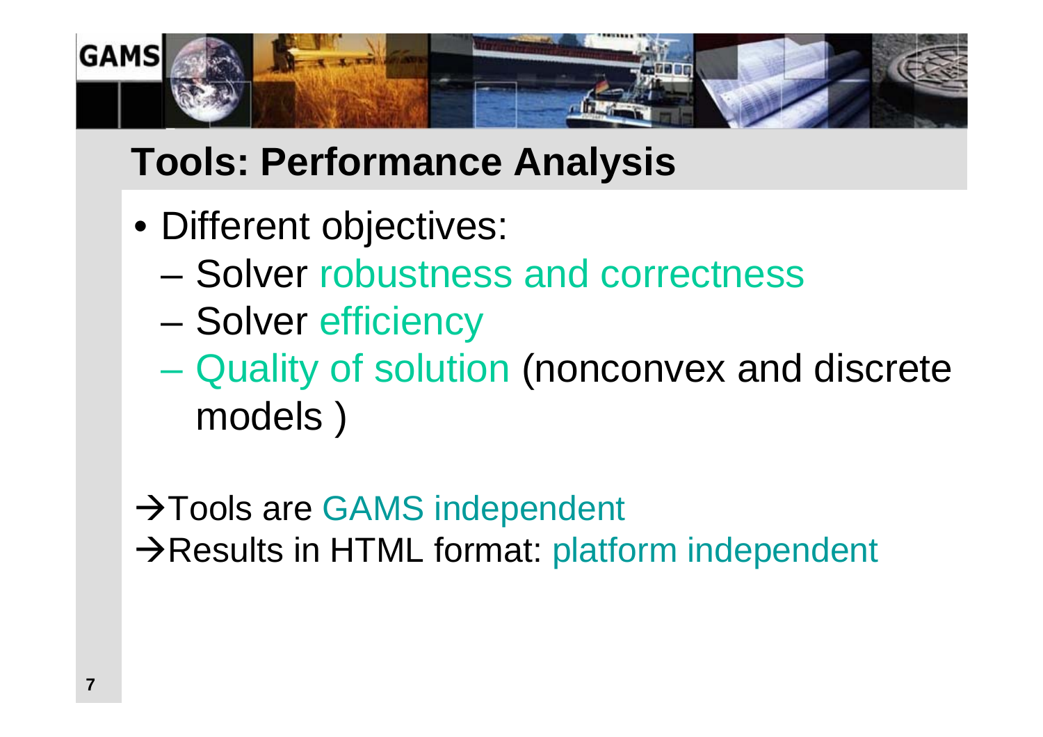## Tools: Performance Analysis

- Different objectives:
  - Solver robustness and correctness
  - Solver efficiency
  - Quality of solution (nonconvex and discrete models )

→Tools are GAMS independent

→Results in HTML format: platform independent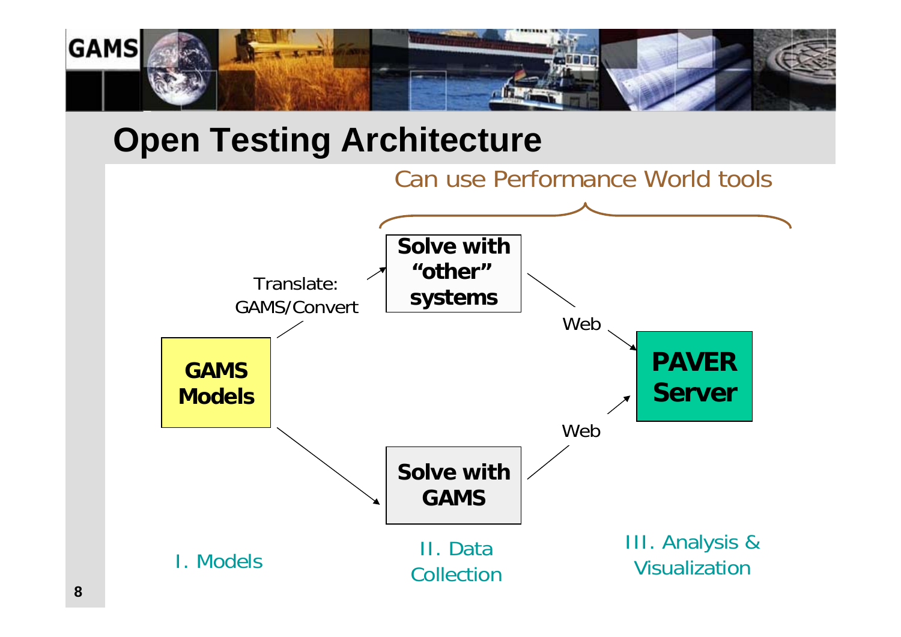# Open Testing Architecture

Can use Performance World tools

Translate: GAMS/Convert

**GAMS Models**

**Solve with "other" systems**

**Solve with GAMS**

Web

Web

**PAVER Server**

I. Models

II. Data Collection

III. Analysis & Visualization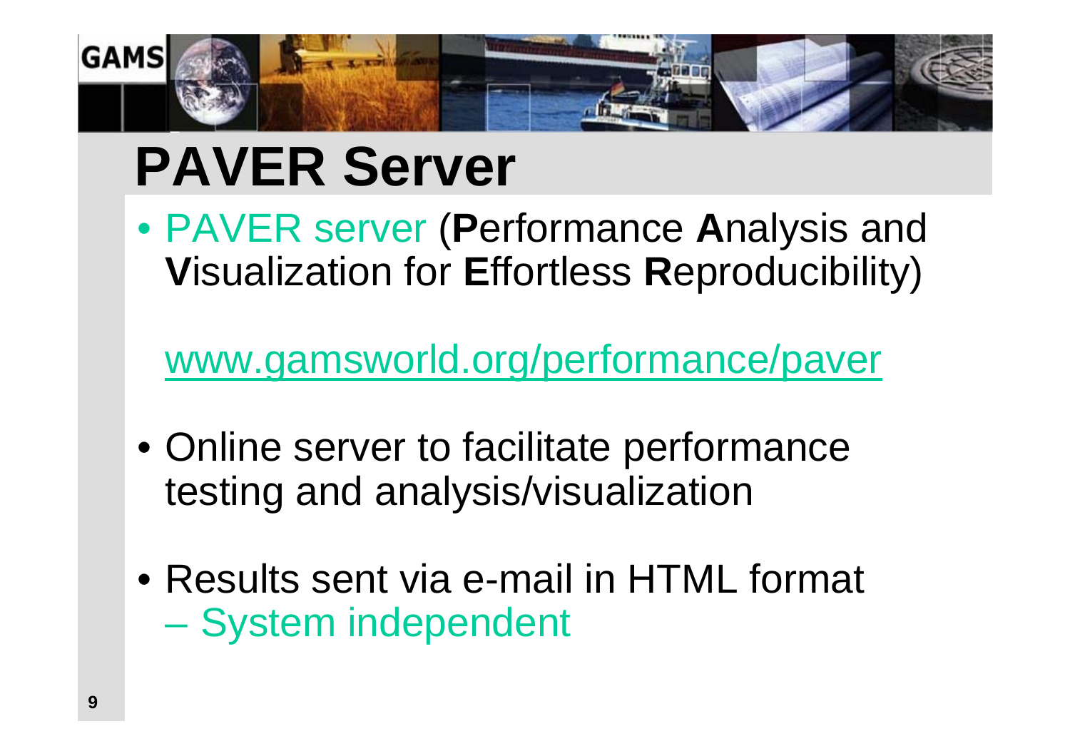# PAVER Server

- PAVER server (**P**erformance **A**nalysis and **V**isualization for **E**ffortless **R**eproducibility)

  www.gamsworld.org/performance/paver

- Online server to facilitate performance testing and analysis/visualization

- Results sent via e-mail in HTML format
  - System independent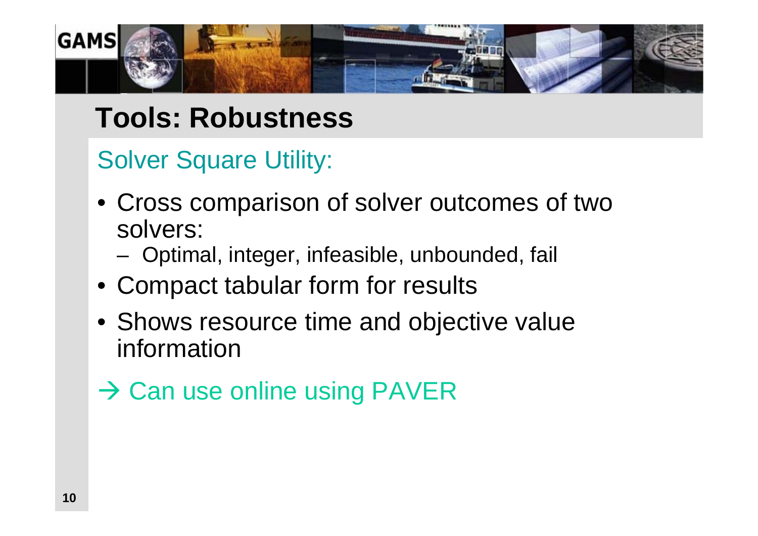# Tools: Robustness

## Solver Square Utility:

- Cross comparison of solver outcomes of two solvers:
  - Optimal, integer, infeasible, unbounded, fail
- Compact tabular form for results
- Shows resource time and objective value information

→ Can use online using PAVER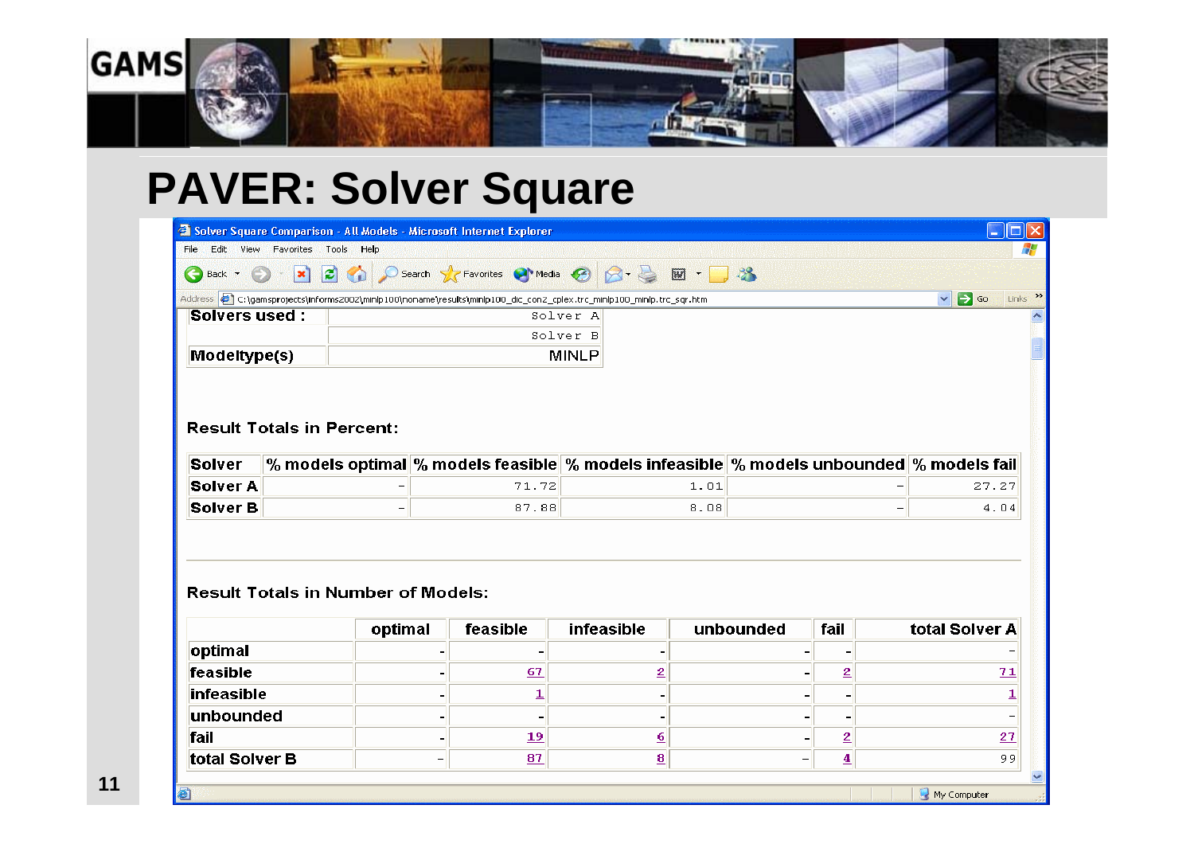# PAVER: Solver Square

Solver Square Comparison - All Models - Microsoft Internet Explorer

| Solvers used : | Solver A |
|---|---|
| | Solver B |
| Modeltype(s) | MINLP |

**Result Totals in Percent:**

| Solver | % models optimal | % models feasible | % models infeasible | % models unbounded | % models fail |
|---|---|---|---|---|---|
| Solver A | - | 71.72 | 1.01 | - | 27.27 |
| Solver B | - | 87.88 | 8.08 | - | 4.04 |

**Result Totals in Number of Models:**

| | optimal | feasible | infeasible | unbounded | fail | total Solver A |
|---|---|---|---|---|---|---|
| optimal | - | - | - | - | - | - |
| feasible | - | 67 | 2 | - | 2 | 71 |
| infeasible | - | 1 | - | - | - | 1 |
| unbounded | - | - | - | - | - | - |
| fail | - | 19 | 6 | - | 2 | 27 |
| total Solver B | - | 87 | 8 | - | 4 | 99 |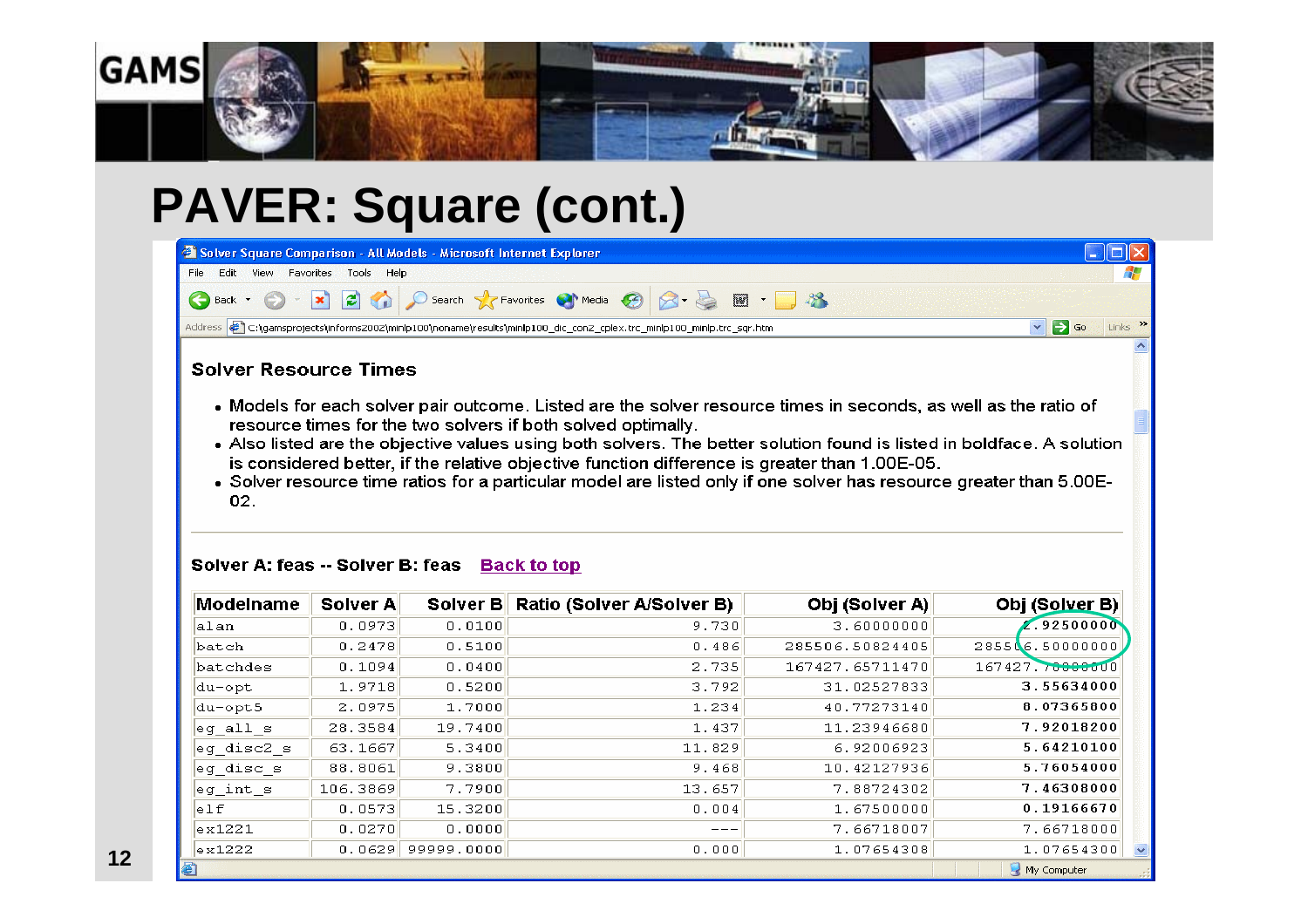# PAVER: Square (cont.)

## Solver Resource Times

- Models for each solver pair outcome. Listed are the solver resource times in seconds, as well as the ratio of resource times for the two solvers if both solved optimally.
- Also listed are the objective values using both solvers. The better solution found is listed in boldface. A solution is considered better, if the relative objective function difference is greater than 1.00E-05.
- Solver resource time ratios for a particular model are listed only if one solver has resource greater than 5.00E-02.

**Solver A: feas -- Solver B: feas** Back to top

| Modelname | Solver A | Solver B | Ratio (Solver A/Solver B) | Obj (Solver A) | Obj (Solver B) |
|---|---|---|---|---|---|
| alan | 0.0973 | 0.0100 | 9.730 | 3.60000000 | **2.92500000** |
| batch | 0.2478 | 0.5100 | 0.486 | 285506.50824405 | 285506.50000000 |
| batchdes | 0.1094 | 0.0400 | 2.735 | 167427.65711470 | 167427.70000000 |
| du-opt | 1.9718 | 0.5200 | 3.792 | 31.02527833 | **3.55634000** |
| du-opt5 | 2.0975 | 1.7000 | 1.234 | 40.77273140 | **8.07365800** |
| eg_all_s | 28.3584 | 19.7400 | 1.437 | 11.23946680 | **7.92018200** |
| eg_disc2_s | 63.1667 | 5.3400 | 11.829 | 6.92006923 | **5.64210100** |
| eg_disc_s | 88.8061 | 9.3800 | 9.468 | 10.42127936 | **5.76054000** |
| eg_int_s | 106.3869 | 7.7900 | 13.657 | 7.88724302 | **7.46308000** |
| elf | 0.0573 | 15.3200 | 0.004 | 1.67500000 | **0.19166670** |
| ex1221 | 0.0270 | 0.0000 | --- | 7.66718007 | 7.66718000 |
| ex1222 | 0.0629 | 99999.0000 | 0.000 | 1.07654308 | 1.07654300 |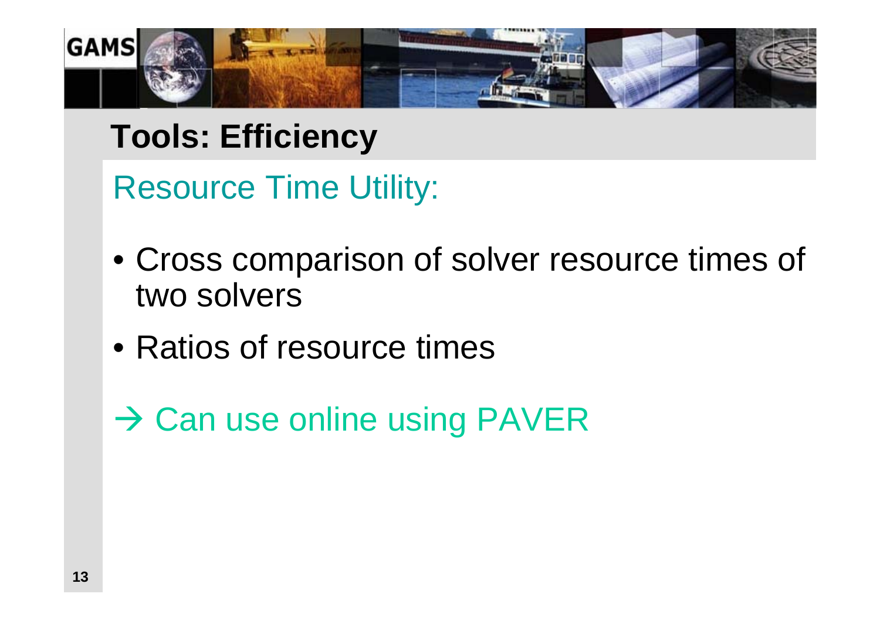# Tools: Efficiency

## Resource Time Utility:

- Cross comparison of solver resource times of two solvers
- Ratios of resource times

→ Can use online using PAVER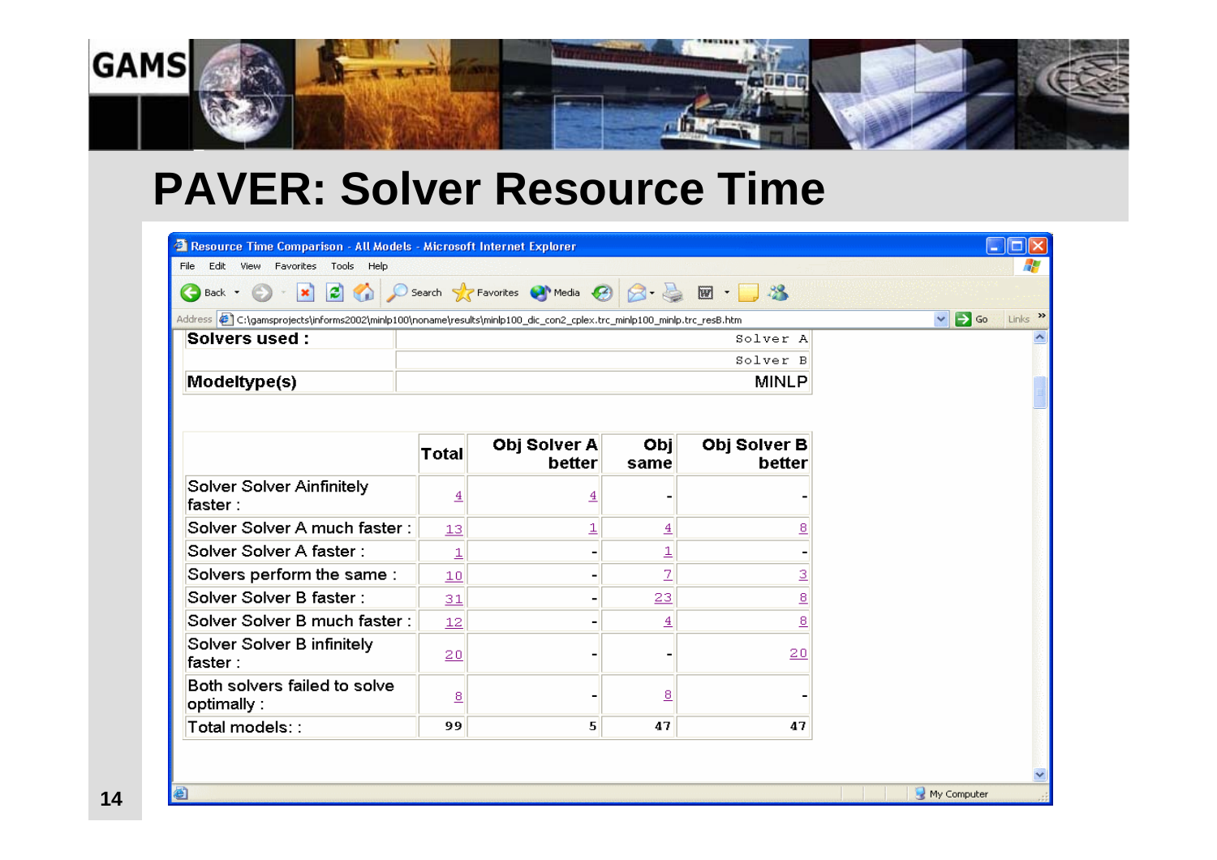# PAVER: Solver Resource Time

Resource Time Comparison - All Models - Microsoft Internet Explorer

Address: C:\gamsprojects\informs2002\minlp100\noname\results\minlp100_dic_con2_cplex.trc_minlp100_minlp.trc_resB.htm

| | |
|---|---|
| **Solvers used :** | Solver A |
| | Solver B |
| **Modeltype(s)** | MINLP |

| | **Total** | **Obj Solver A better** | **Obj same** | **Obj Solver B better** |
|---|---|---|---|---|
| Solver Solver Ainfinitely faster : | 4 | 4 | - | - |
| Solver Solver A much faster : | 13 | 1 | 4 | 8 |
| Solver Solver A faster : | 1 | - | 1 | - |
| Solvers perform the same : | 10 | - | 7 | 3 |
| Solver Solver B faster : | 31 | - | 23 | 8 |
| Solver Solver B much faster : | 12 | - | 4 | 8 |
| Solver Solver B infinitely faster : | 20 | - | - | 20 |
| Both solvers failed to solve optimally : | 8 | - | 8 | - |
| Total models: : | 99 | 5 | 47 | 47 |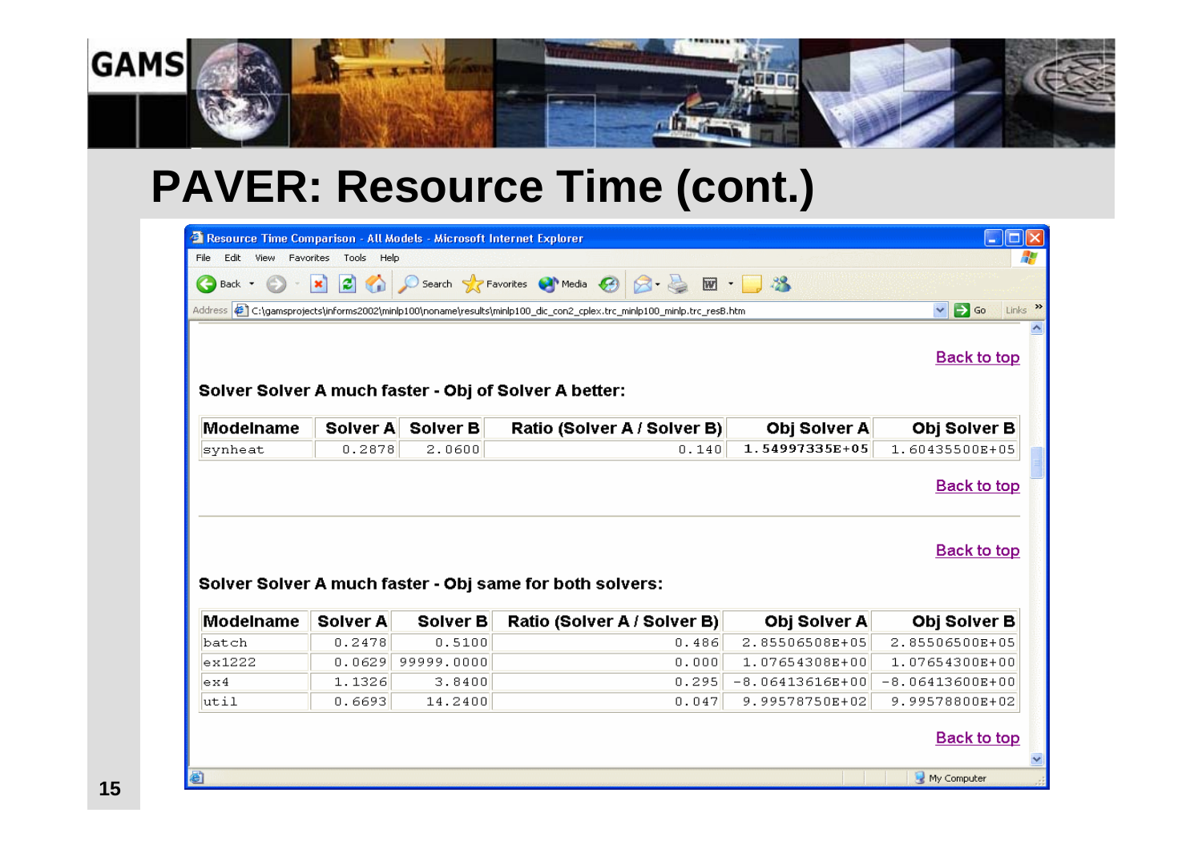# PAVER: Resource Time (cont.)

Resource Time Comparison - All Models - Microsoft Internet Explorer

Back to top

**Solver Solver A much faster - Obj of Solver A better:**

| Modelname | Solver A | Solver B | Ratio (Solver A / Solver B) | Obj Solver A | Obj Solver B |
|---|---|---|---|---|---|
| synheat | 0.2878 | 2.0600 | 0.140 | **1.54997335E+05** | 1.60435500E+05 |

Back to top

Back to top

**Solver Solver A much faster - Obj same for both solvers:**

| Modelname | Solver A | Solver B | Ratio (Solver A / Solver B) | Obj Solver A | Obj Solver B |
|---|---|---|---|---|---|
| batch | 0.2478 | 0.5100 | 0.486 | 2.85506508E+05 | 2.85506500E+05 |
| ex1222 | 0.0629 | 99999.0000 | 0.000 | 1.07654308E+00 | 1.07654300E+00 |
| ex4 | 1.1326 | 3.8400 | 0.295 | -8.06413616E+00 | -8.06413600E+00 |
| util | 0.6693 | 14.2400 | 0.047 | 9.99578750E+02 | 9.99578800E+02 |

Back to top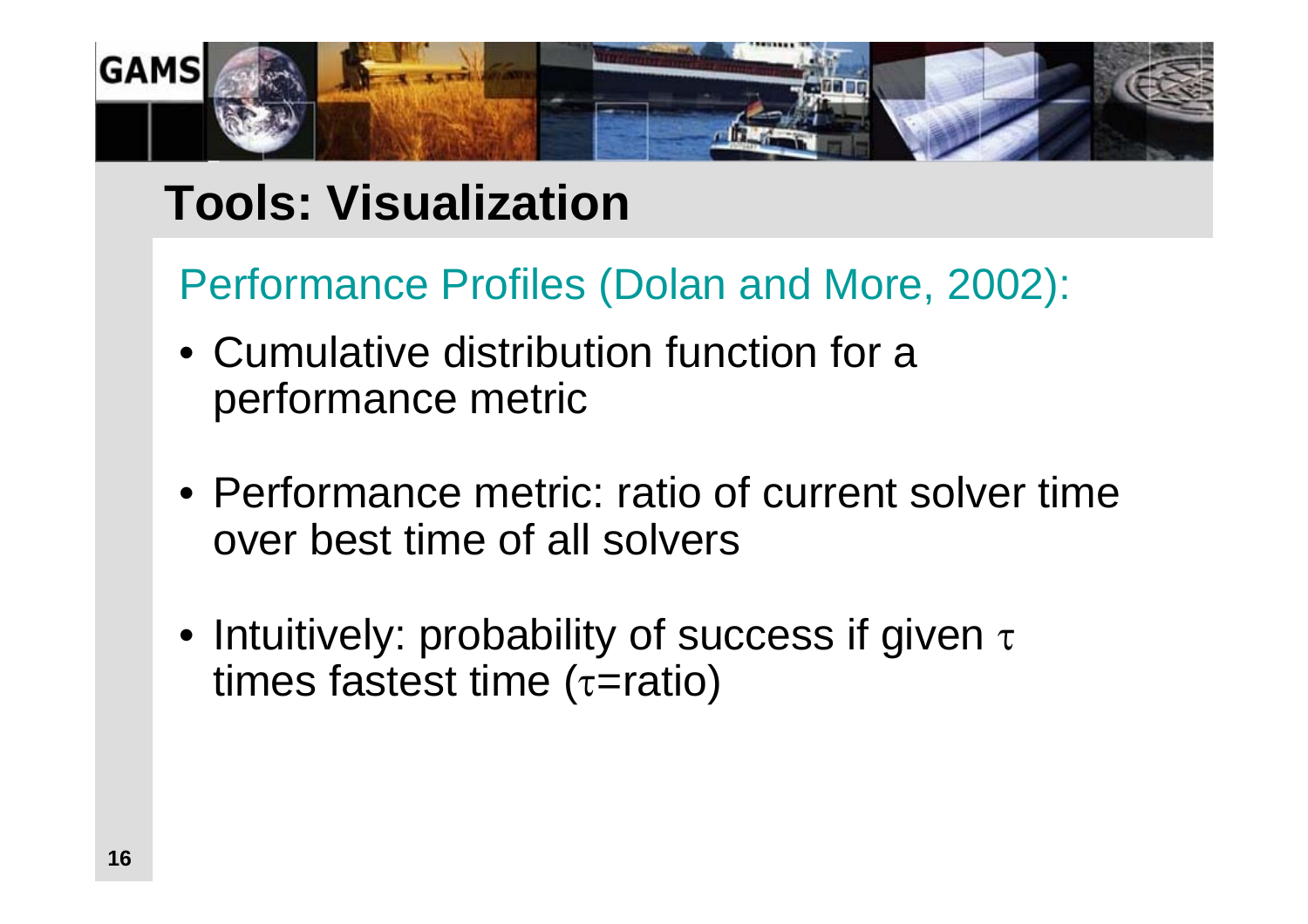# Tools: Visualization

## Performance Profiles (Dolan and More, 2002):

- Cumulative distribution function for a performance metric
- Performance metric: ratio of current solver time over best time of all solvers
- Intuitively: probability of success if given $\tau$ times fastest time ($\tau$=ratio)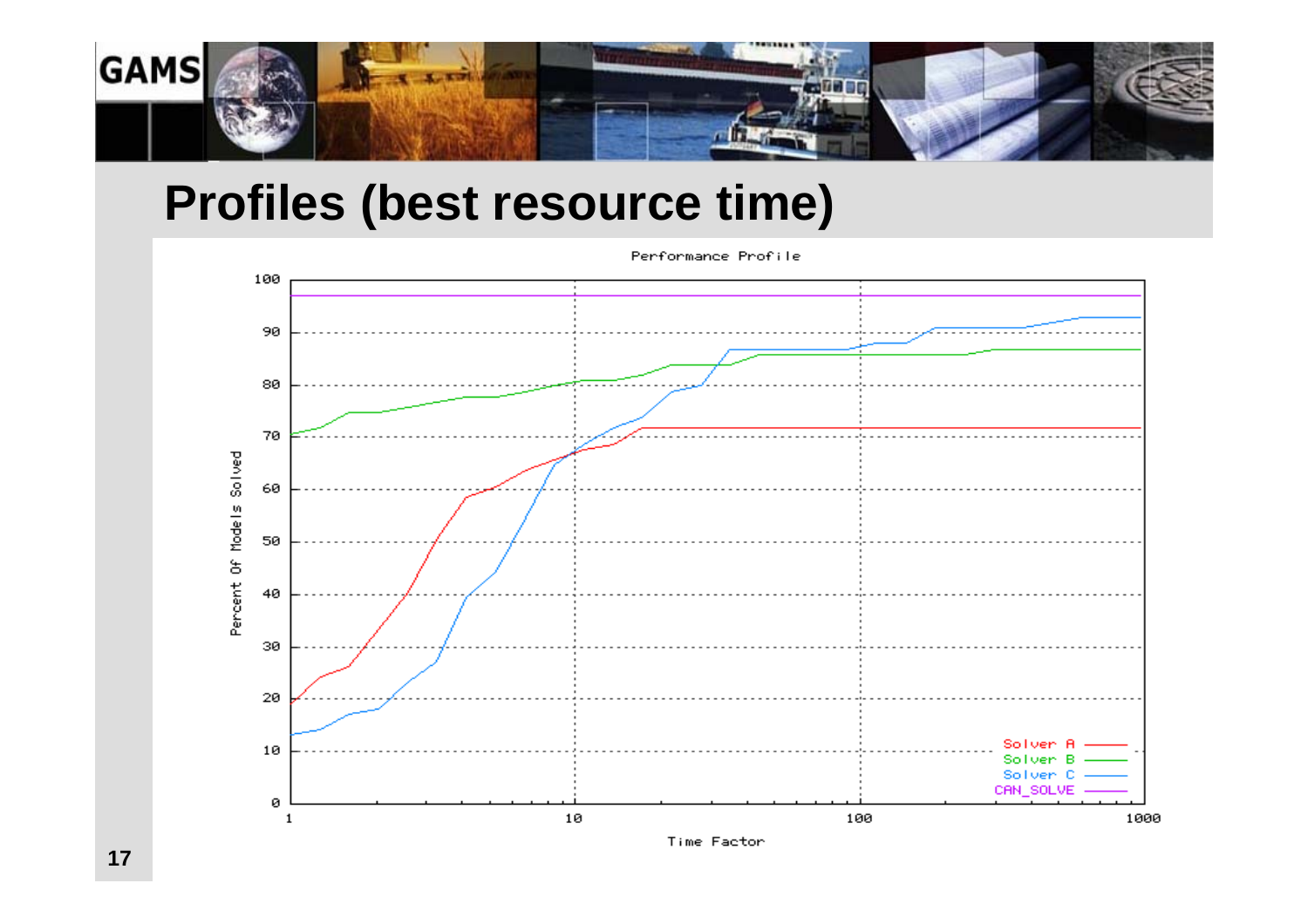# Profiles (best resource time)

Performance Profile

Percent Of Models Solved

Time Factor

Solver A
Solver B
Solver C
CAN_SOLVE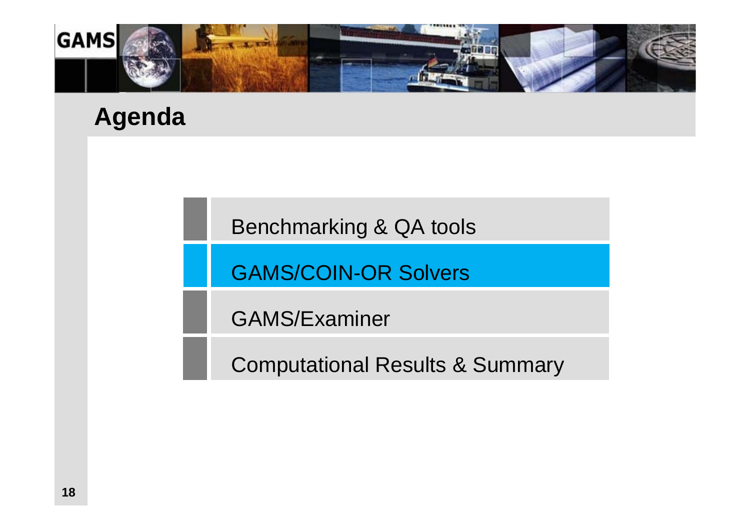# Agenda

- Benchmarking & QA tools
- GAMS/COIN-OR Solvers
- GAMS/Examiner
- Computational Results & Summary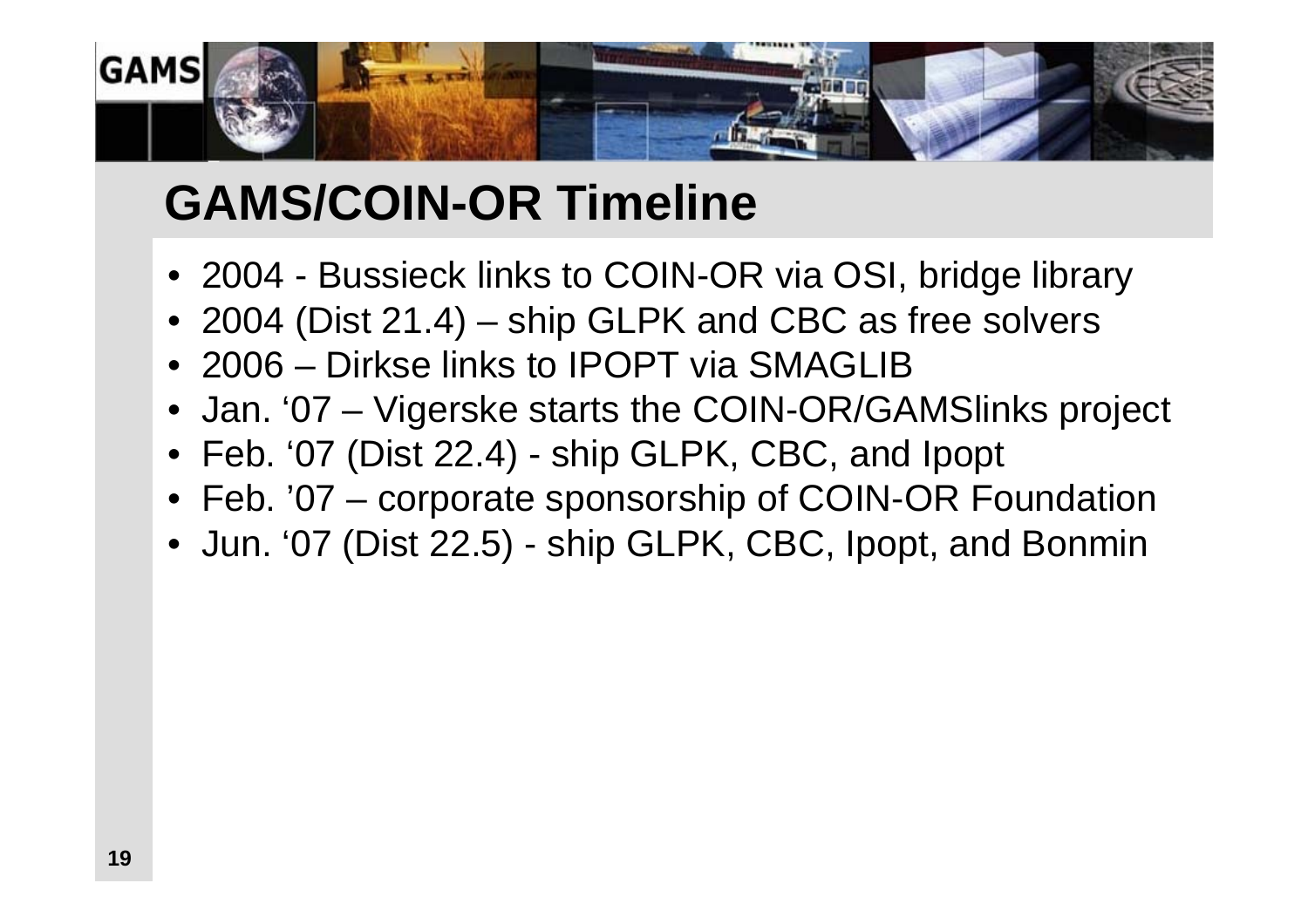# GAMS/COIN-OR Timeline

- 2004 - Bussieck links to COIN-OR via OSI, bridge library
- 2004 (Dist 21.4) – ship GLPK and CBC as free solvers
- 2006 – Dirkse links to IPOPT via SMAGLIB
- Jan. '07 – Vigerske starts the COIN-OR/GAMSlinks project
- Feb. '07 (Dist 22.4) - ship GLPK, CBC, and Ipopt
- Feb. '07 – corporate sponsorship of COIN-OR Foundation
- Jun. '07 (Dist 22.5) - ship GLPK, CBC, Ipopt, and Bonmin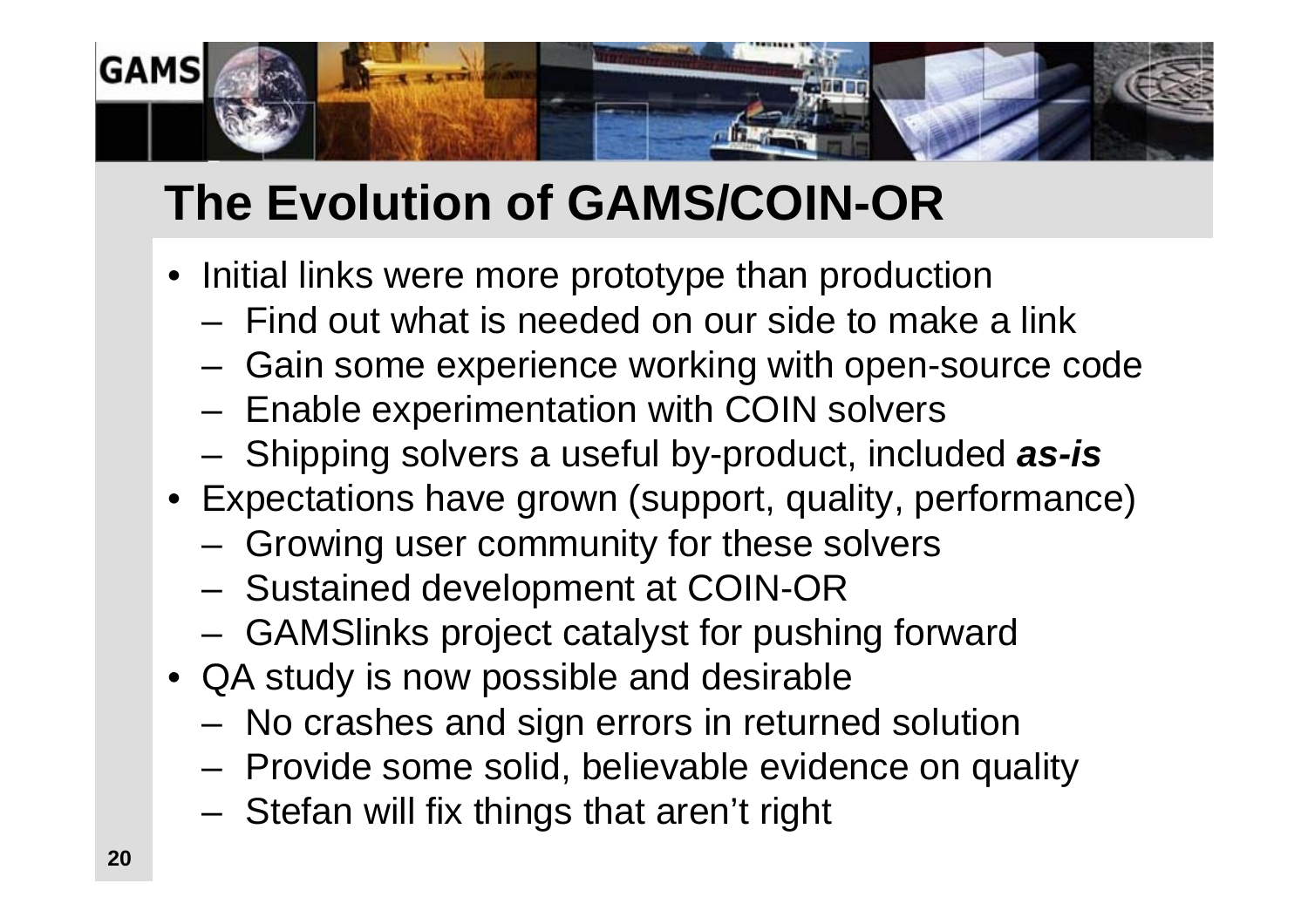# The Evolution of GAMS/COIN-OR

- Initial links were more prototype than production
  - Find out what is needed on our side to make a link
  - Gain some experience working with open-source code
  - Enable experimentation with COIN solvers
  - Shipping solvers a useful by-product, included ***as-is***
- Expectations have grown (support, quality, performance)
  - Growing user community for these solvers
  - Sustained development at COIN-OR
  - GAMSlinks project catalyst for pushing forward
- QA study is now possible and desirable
  - No crashes and sign errors in returned solution
  - Provide some solid, believable evidence on quality
  - Stefan will fix things that aren't right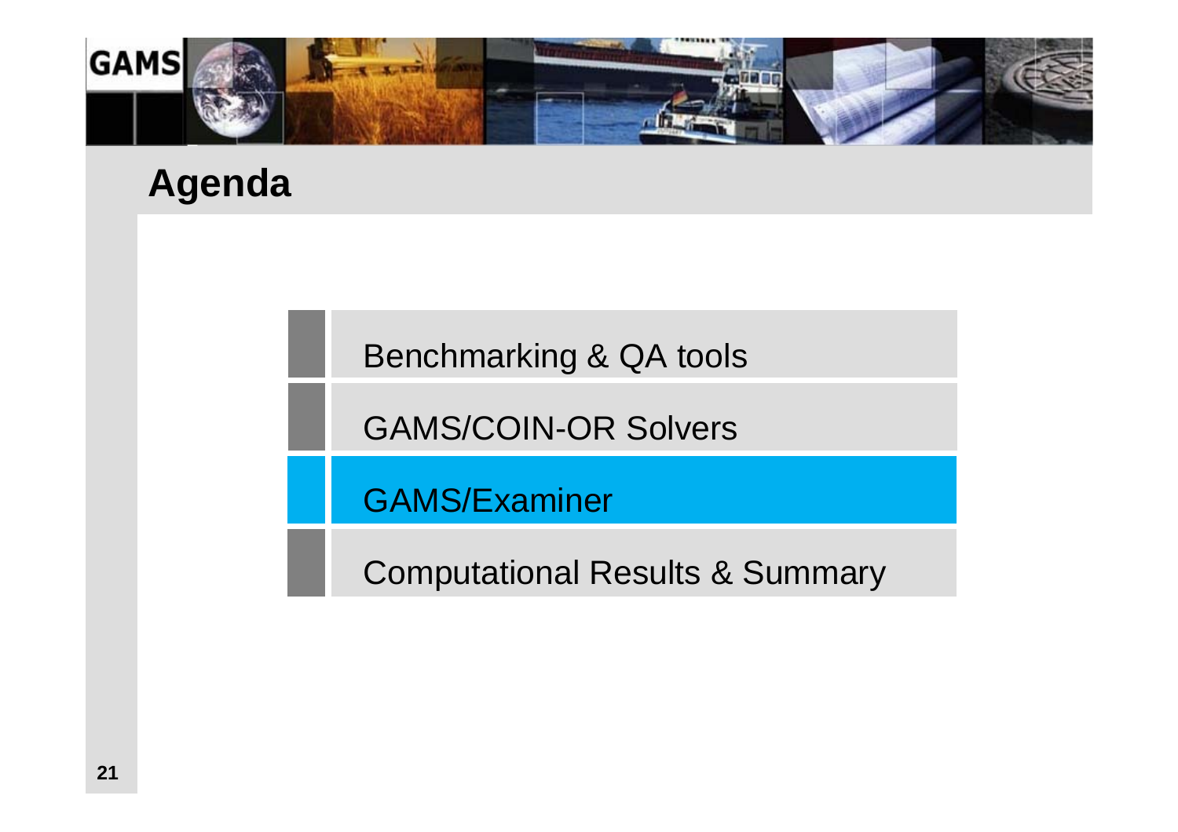# Agenda

- Benchmarking & QA tools
- GAMS/COIN-OR Solvers
- GAMS/Examiner
- Computational Results & Summary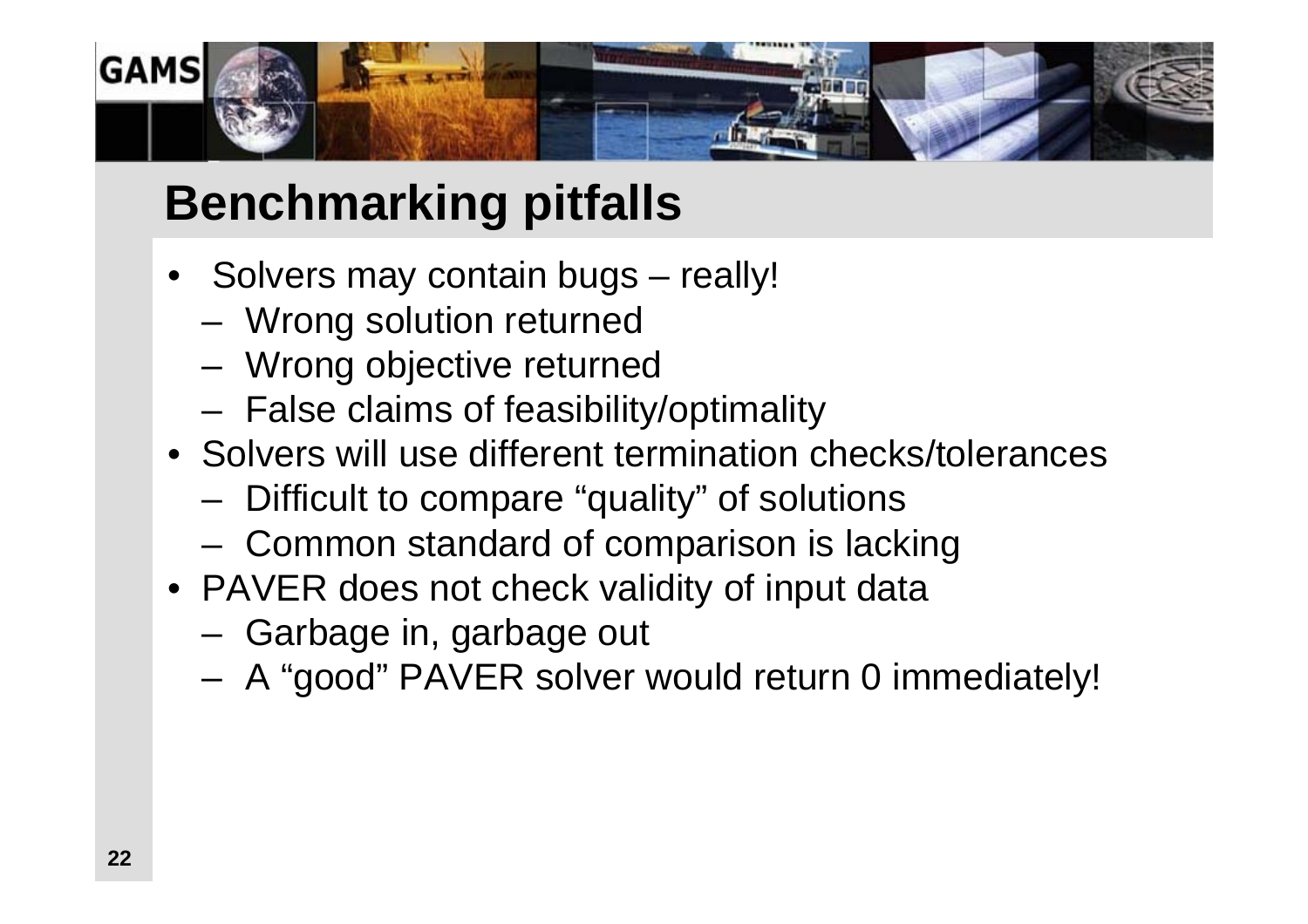# Benchmarking pitfalls

- Solvers may contain bugs – really!
  - Wrong solution returned
  - Wrong objective returned
  - False claims of feasibility/optimality
- Solvers will use different termination checks/tolerances
  - Difficult to compare "quality" of solutions
  - Common standard of comparison is lacking
- PAVER does not check validity of input data
  - Garbage in, garbage out
  - A "good" PAVER solver would return 0 immediately!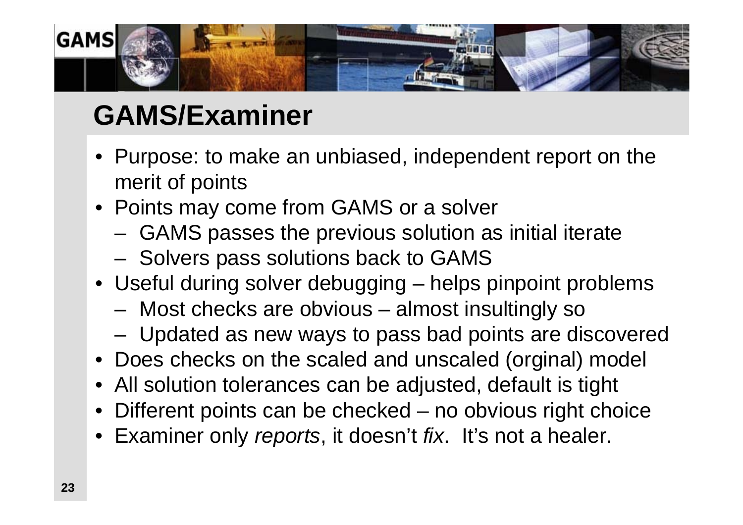# GAMS/Examiner

- Purpose: to make an unbiased, independent report on the merit of points
- Points may come from GAMS or a solver
  - GAMS passes the previous solution as initial iterate
  - Solvers pass solutions back to GAMS
- Useful during solver debugging – helps pinpoint problems
  - Most checks are obvious – almost insultingly so
  - Updated as new ways to pass bad points are discovered
- Does checks on the scaled and unscaled (orginal) model
- All solution tolerances can be adjusted, default is tight
- Different points can be checked – no obvious right choice
- Examiner only *reports*, it doesn't *fix*. It's not a healer.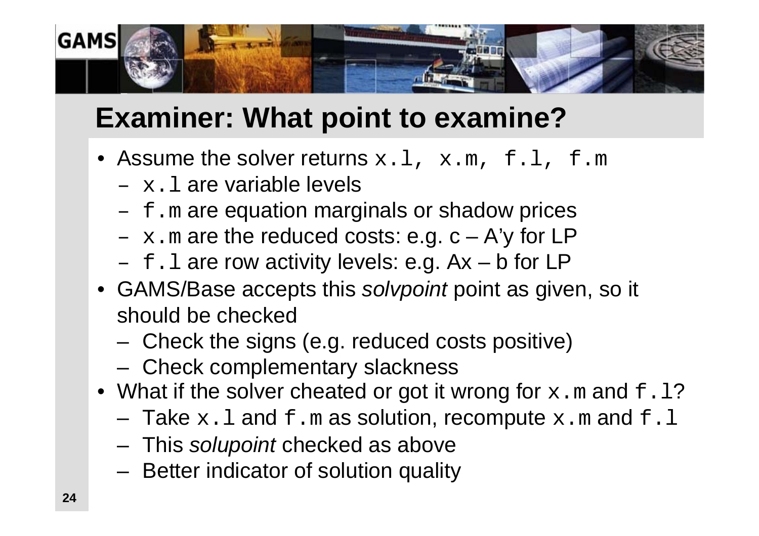# Examiner: What point to examine?

- Assume the solver returns `x.l, x.m, f.l, f.m`
  - `x.l` are variable levels
  - `f.m` are equation marginals or shadow prices
  - `x.m` are the reduced costs: e.g. c – A'y for LP
  - `f.l` are row activity levels: e.g. Ax – b for LP
- GAMS/Base accepts this *solvpoint* point as given, so it should be checked
  - Check the signs (e.g. reduced costs positive)
  - Check complementary slackness
- What if the solver cheated or got it wrong for `x.m` and `f.l`?
  - Take `x.l` and `f.m` as solution, recompute `x.m` and `f.l`
  - This *solupoint* checked as above
  - Better indicator of solution quality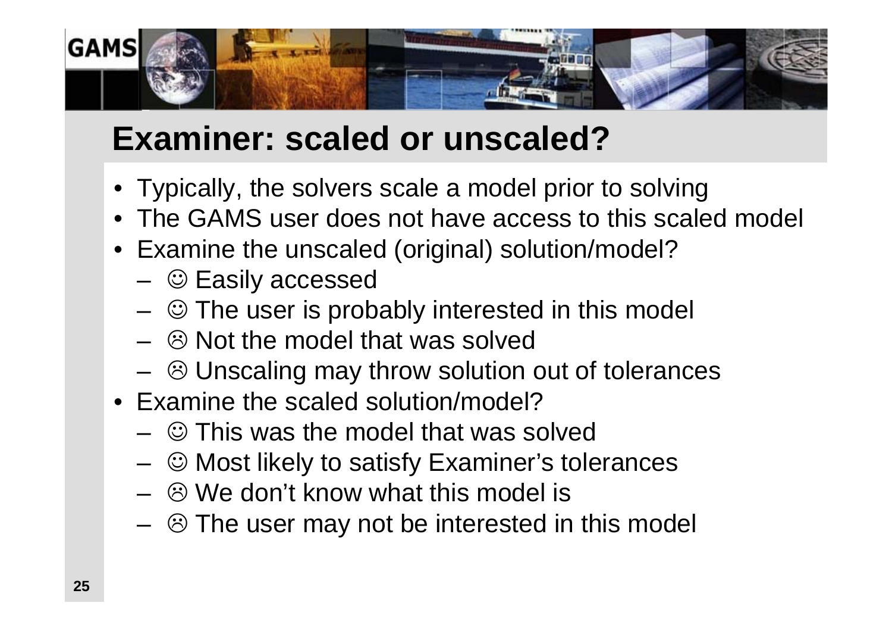# Examiner: scaled or unscaled?

- Typically, the solvers scale a model prior to solving
- The GAMS user does not have access to this scaled model
- Examine the unscaled (original) solution/model?
  - ☺ Easily accessed
  - ☺ The user is probably interested in this model
  - ☹ Not the model that was solved
  - ☹ Unscaling may throw solution out of tolerances
- Examine the scaled solution/model?
  - ☺ This was the model that was solved
  - ☺ Most likely to satisfy Examiner's tolerances
  - ☹ We don't know what this model is
  - ☹ The user may not be interested in this model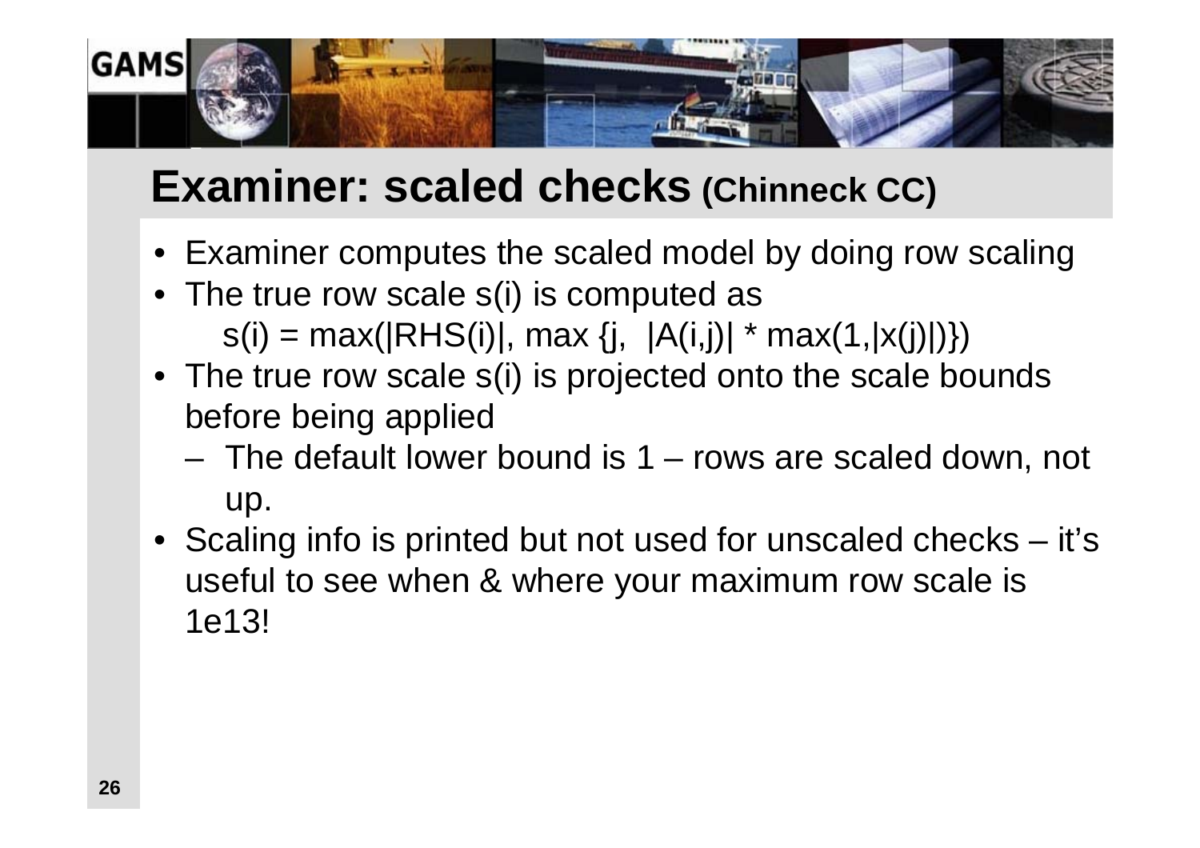# Examiner: scaled checks (Chinneck CC)

- Examiner computes the scaled model by doing row scaling
- The true row scale s(i) is computed as
  s(i) = max(|RHS(i)|, max {j,  |A(i,j)| * max(1,|x(j)|)})
- The true row scale s(i) is projected onto the scale bounds before being applied
  - The default lower bound is 1 – rows are scaled down, not up.
- Scaling info is printed but not used for unscaled checks – it's useful to see when & where your maximum row scale is 1e13!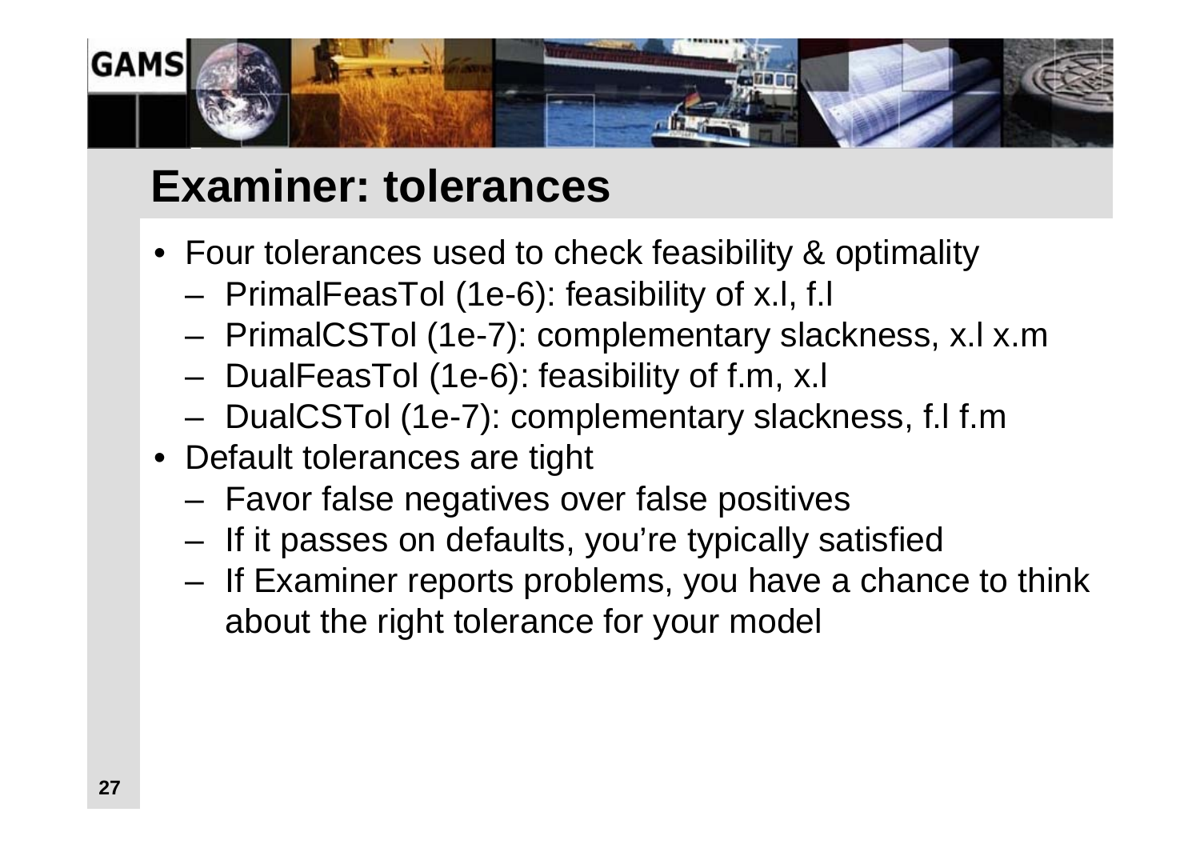# Examiner: tolerances

- Four tolerances used to check feasibility & optimality
  - PrimalFeasTol (1e-6): feasibility of x.l, f.l
  - PrimalCSTol (1e-7): complementary slackness, x.l x.m
  - DualFeasTol (1e-6): feasibility of f.m, x.l
  - DualCSTol (1e-7): complementary slackness, f.l f.m
- Default tolerances are tight
  - Favor false negatives over false positives
  - If it passes on defaults, you're typically satisfied
  - If Examiner reports problems, you have a chance to think about the right tolerance for your model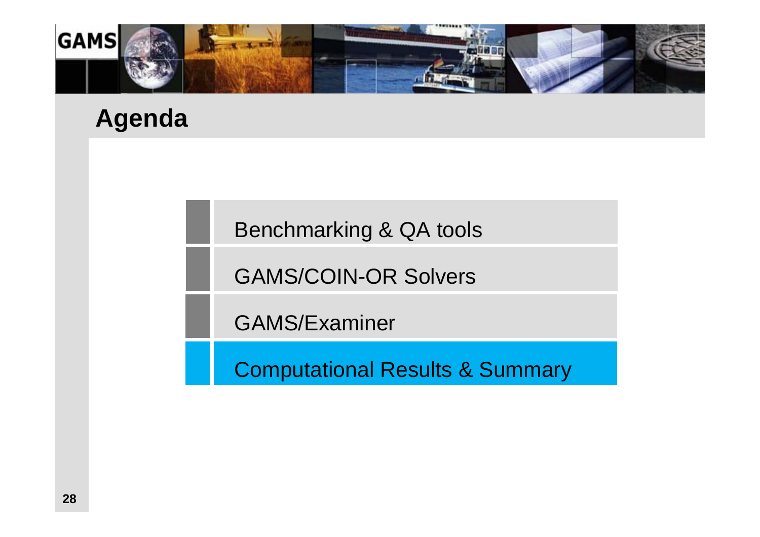# Agenda

- Benchmarking & QA tools
- GAMS/COIN-OR Solvers
- GAMS/Examiner
- Computational Results & Summary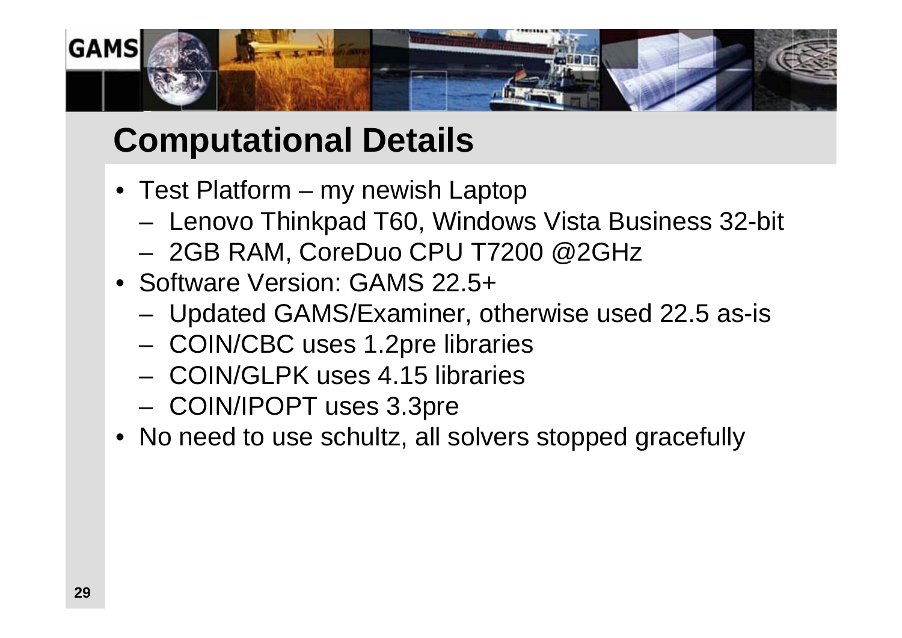# Computational Details

- Test Platform – my newish Laptop
  - Lenovo Thinkpad T60, Windows Vista Business 32-bit
  - 2GB RAM, CoreDuo CPU T7200 @2GHz
- Software Version: GAMS 22.5+
  - Updated GAMS/Examiner, otherwise used 22.5 as-is
  - COIN/CBC uses 1.2pre libraries
  - COIN/GLPK uses 4.15 libraries
  - COIN/IPOPT uses 3.3pre
- No need to use schultz, all solvers stopped gracefully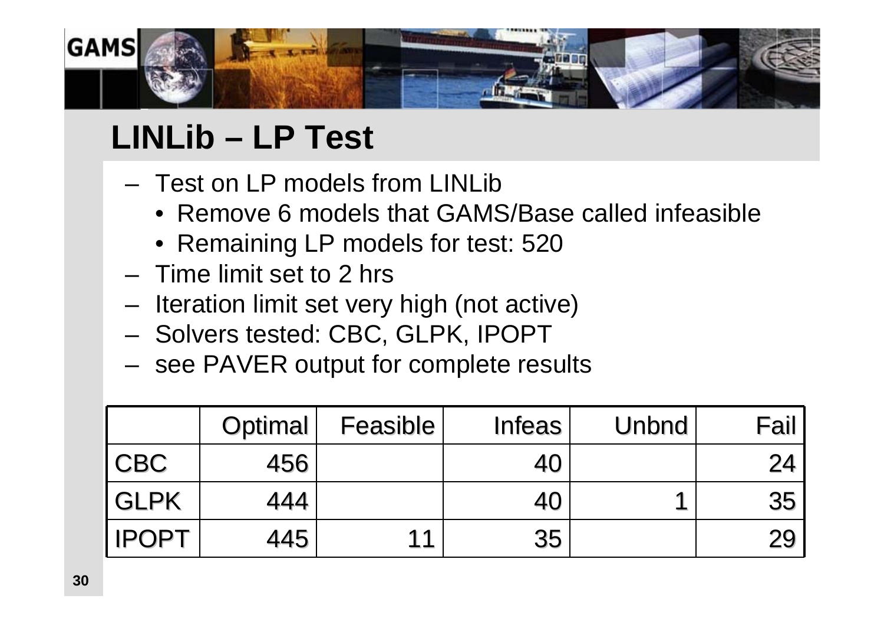# LINLib – LP Test

- Test on LP models from LINLib
  - Remove 6 models that GAMS/Base called infeasible
  - Remaining LP models for test: 520
- Time limit set to 2 hrs
- Iteration limit set very high (not active)
- Solvers tested: CBC, GLPK, IPOPT
- see PAVER output for complete results

| | Optimal | Feasible | Infeas | Unbnd | Fail |
|---|---|---|---|---|---|
| CBC | 456 | | 40 | | 24 |
| GLPK | 444 | | 40 | 1 | 35 |
| IPOPT | 445 | 11 | 35 | | 29 |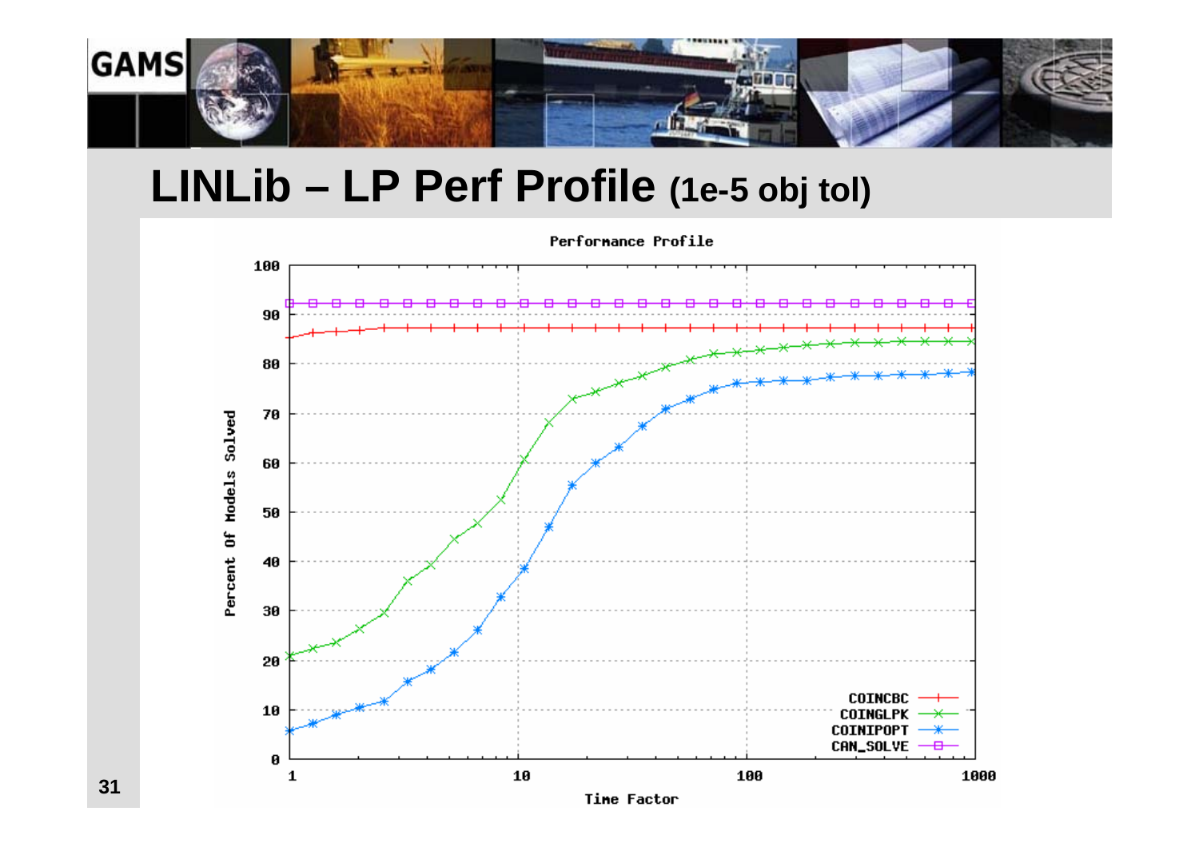# LINLib – LP Perf Profile (1e-5 obj tol)

Performance Profile

Percent Of Models Solved

Time Factor

COINCBC
COINGLPK
COINIPOPT
CAN_SOLVE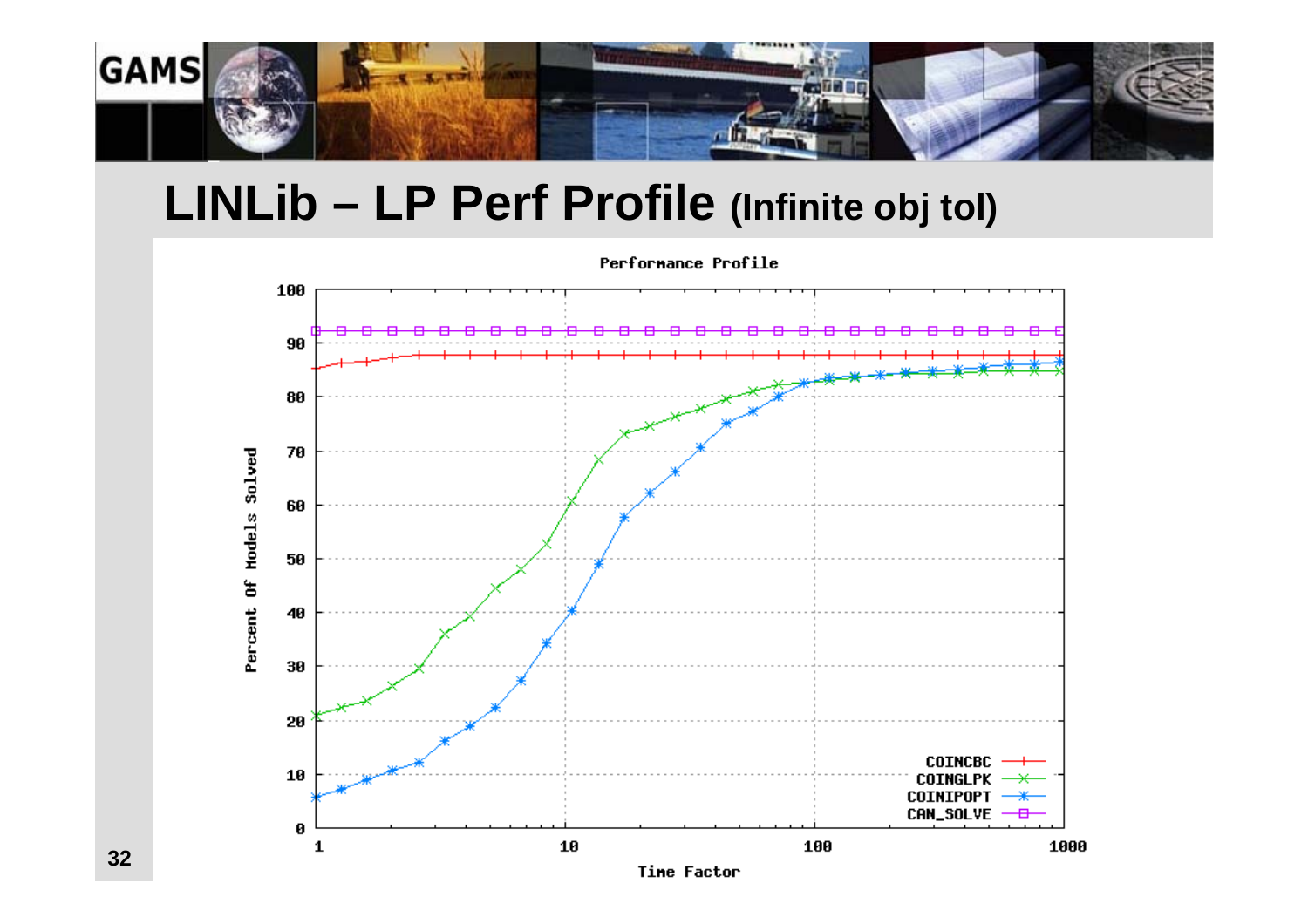# LINLib – LP Perf Profile (Infinite obj tol)

Performance Profile

Percent Of Models Solved

Time Factor

COINCBC
COINGLPK
COINIPOPT
CAN_SOLVE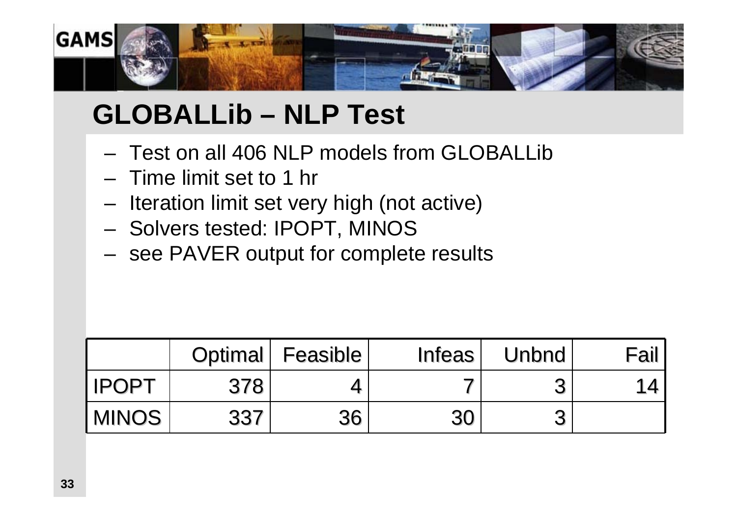# GLOBALLib – NLP Test

- Test on all 406 NLP models from GLOBALLib
- Time limit set to 1 hr
- Iteration limit set very high (not active)
- Solvers tested: IPOPT, MINOS
- see PAVER output for complete results

| | Optimal | Feasible | Infeas | Unbnd | Fail |
|---|---|---|---|---|---|
| IPOPT | 378 | 4 | 7 | 3 | 14 |
| MINOS | 337 | 36 | 30 | 3 | |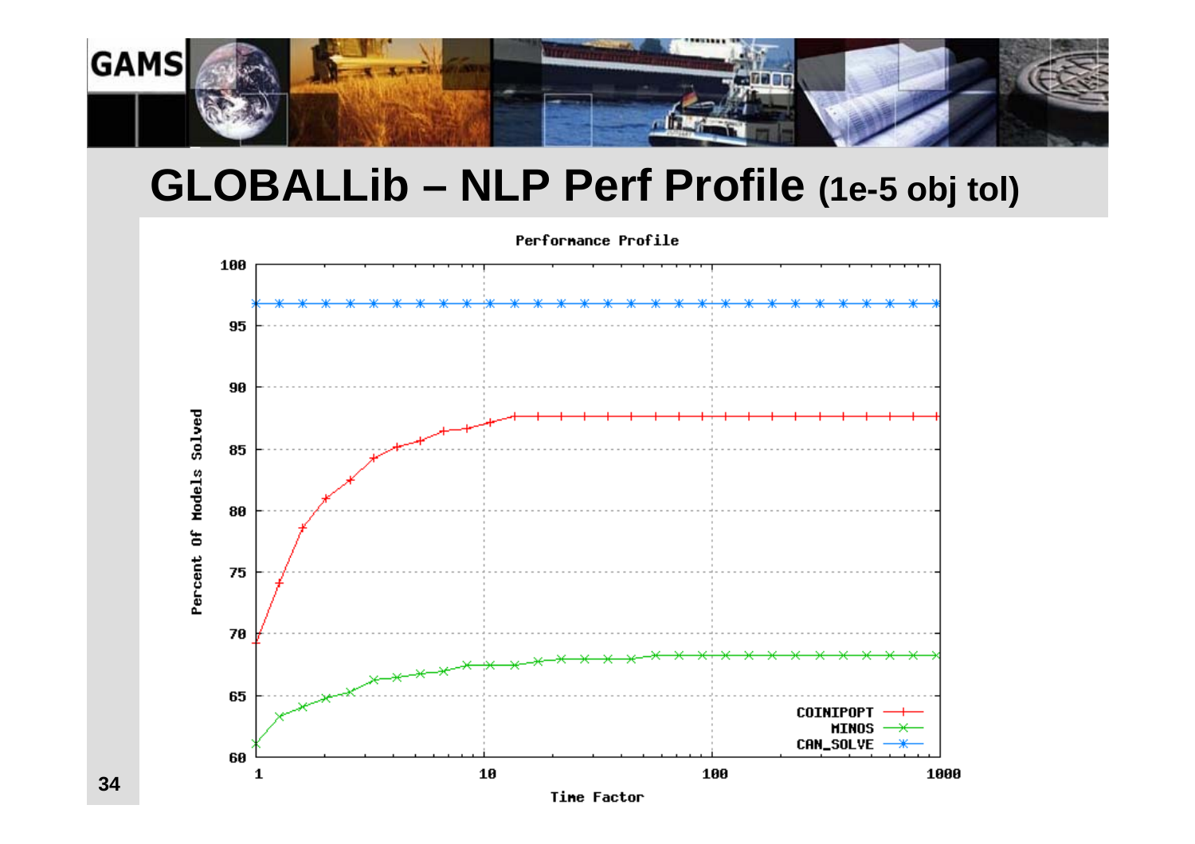# GLOBALLib – NLP Perf Profile (1e-5 obj tol)

Performance Profile

Percent Of Models Solved

Time Factor

COINIPOPT
MINOS
CAN_SOLVE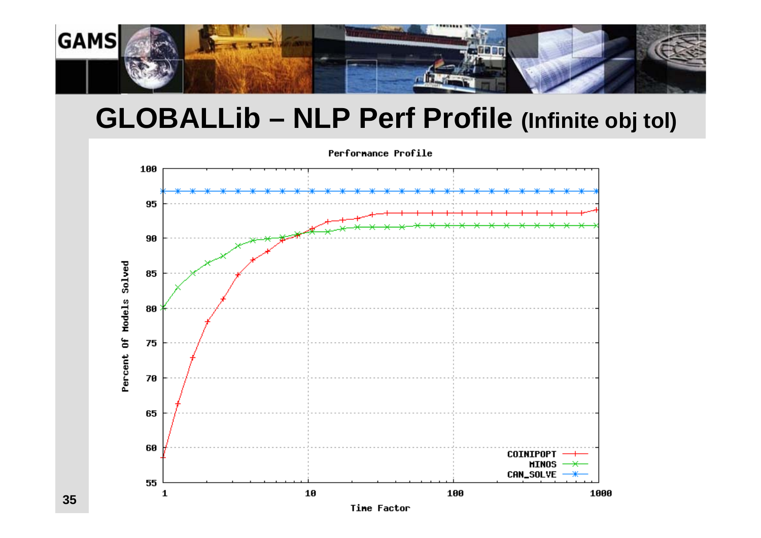# GLOBALLib – NLP Perf Profile (Infinite obj tol)

Performance Profile

Percent Of Models Solved

Time Factor

COINIPOPT

MINOS

CAN_SOLVE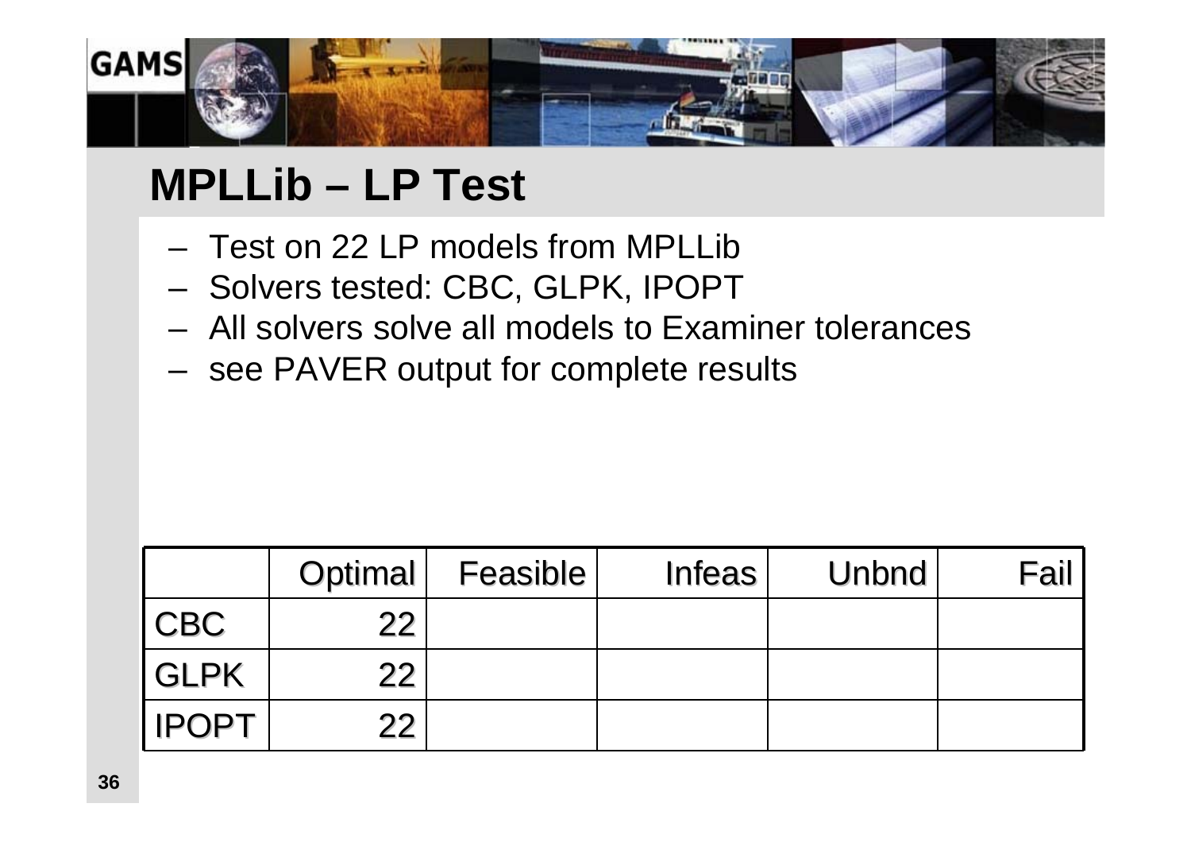# MPLLib – LP Test

- Test on 22 LP models from MPLLib
- Solvers tested: CBC, GLPK, IPOPT
- All solvers solve all models to Examiner tolerances
- see PAVER output for complete results

| | Optimal | Feasible | Infeas | Unbnd | Fail |
|---|---|---|---|---|---|
| CBC | 22 | | | | |
| GLPK | 22 | | | | |
| IPOPT | 22 | | | | |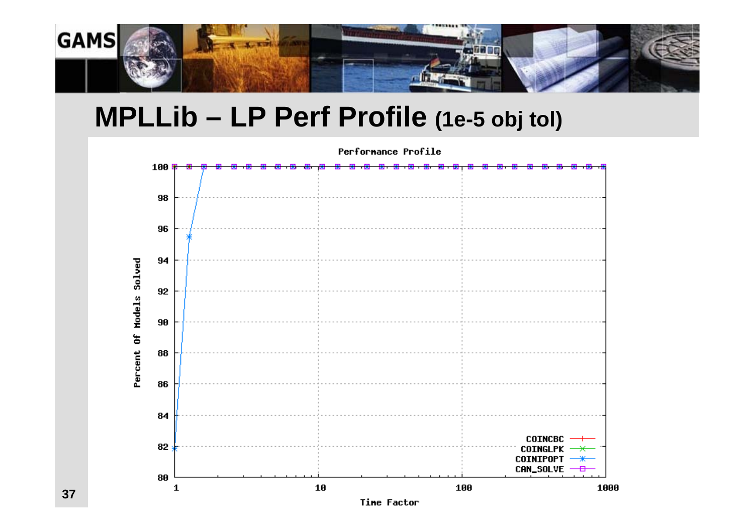# MPLLib – LP Perf Profile (1e-5 obj tol)

Performance Profile

Percent Of Models Solved

Time Factor

COINCBC
COINGLPK
COINIPOPT
CAN_SOLVE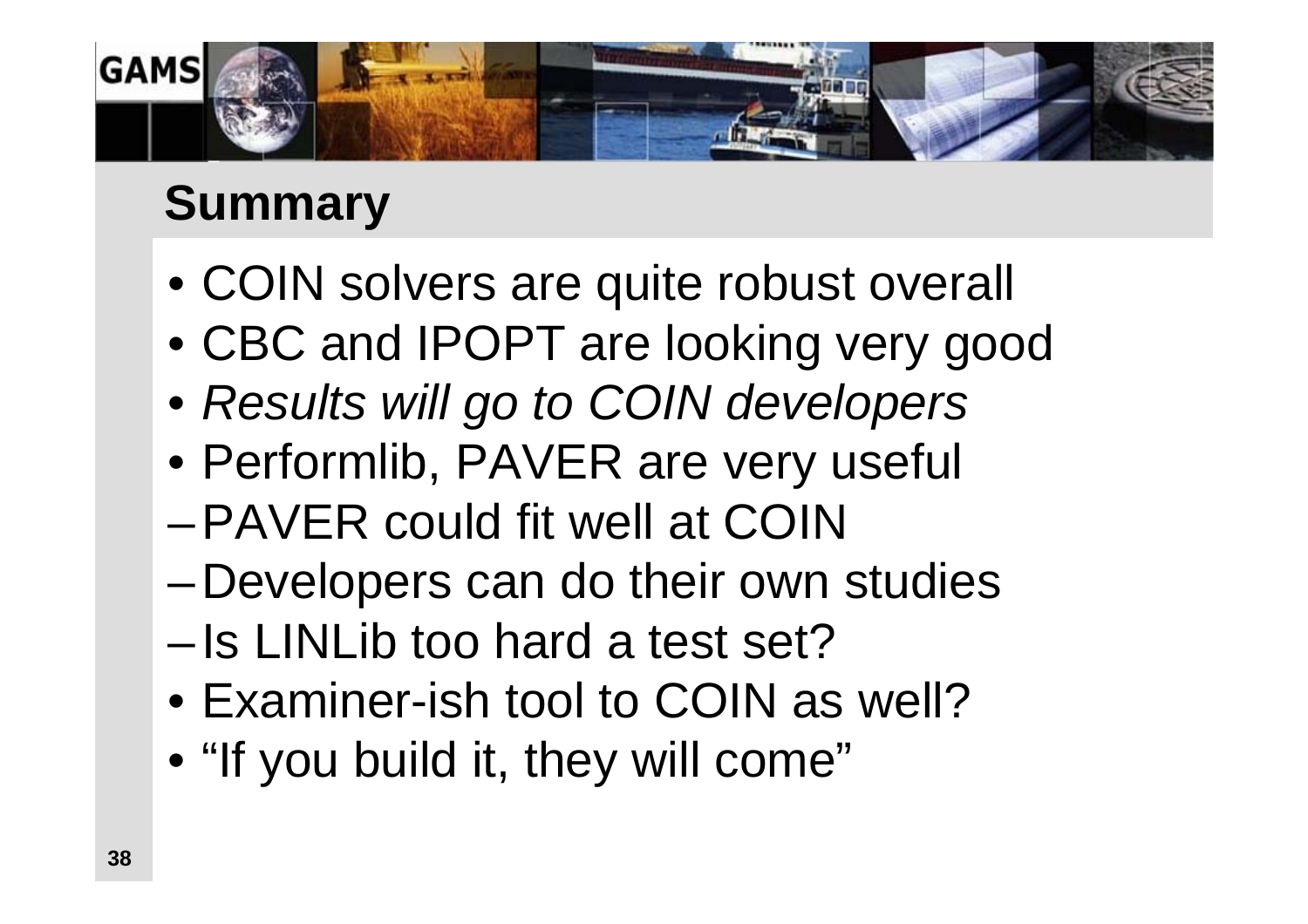## Summary

- COIN solvers are quite robust overall
- CBC and IPOPT are looking very good
- *Results will go to COIN developers*
- Performlib, PAVER are very useful
  - PAVER could fit well at COIN
  - Developers can do their own studies
  - Is LINLib too hard a test set?
- Examiner-ish tool to COIN as well?
- “If you build it, they will come”